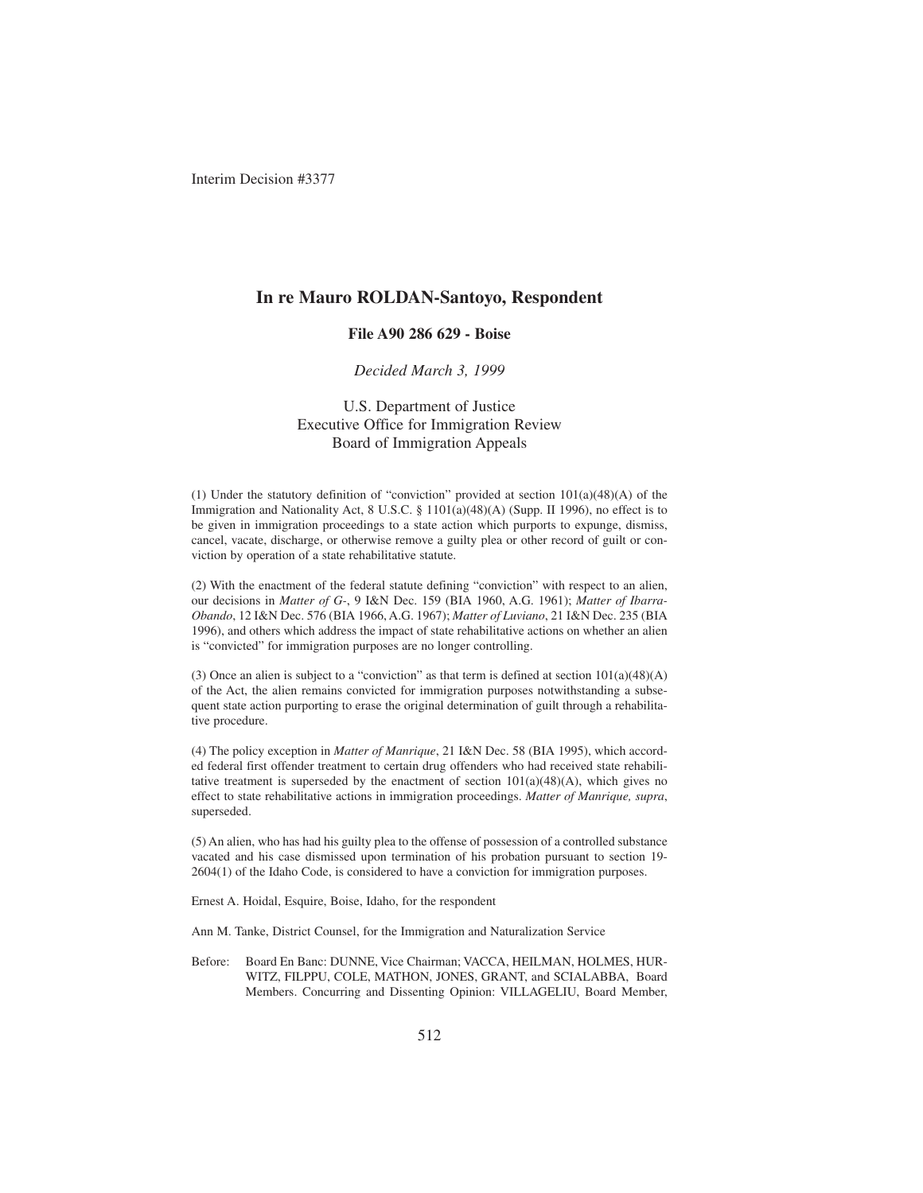Interim Decision #3377

# In re Mauro ROLDAN-Santoyo, Respondent

**File A90 286 629 - Boise**

*Decided March 3, 1999*

U.S. Department of Justice
Executive Office for Immigration Review
Board of Immigration Appeals

(1) Under the statutory definition of "conviction" provided at section 101(a)(48)(A) of the Immigration and Nationality Act, 8 U.S.C. § 1101(a)(48)(A) (Supp. II 1996), no effect is to be given in immigration proceedings to a state action which purports to expunge, dismiss, cancel, vacate, discharge, or otherwise remove a guilty plea or other record of guilt or conviction by operation of a state rehabilitative statute.

(2) With the enactment of the federal statute defining "conviction" with respect to an alien, our decisions in *Matter of G-*, 9 I&N Dec. 159 (BIA 1960, A.G. 1961); *Matter of Ibarra-Obando*, 12 I&N Dec. 576 (BIA 1966, A.G. 1967); *Matter of Luviano*, 21 I&N Dec. 235 (BIA 1996), and others which address the impact of state rehabilitative actions on whether an alien is "convicted" for immigration purposes are no longer controlling.

(3) Once an alien is subject to a "conviction" as that term is defined at section 101(a)(48)(A) of the Act, the alien remains convicted for immigration purposes notwithstanding a subsequent state action purporting to erase the original determination of guilt through a rehabilitative procedure.

(4) The policy exception in *Matter of Manrique*, 21 I&N Dec. 58 (BIA 1995), which accorded federal first offender treatment to certain drug offenders who had received state rehabilitative treatment is superseded by the enactment of section 101(a)(48)(A), which gives no effect to state rehabilitative actions in immigration proceedings. *Matter of Manrique, supra*, superseded.

(5) An alien, who has had his guilty plea to the offense of possession of a controlled substance vacated and his case dismissed upon termination of his probation pursuant to section 19-2604(1) of the Idaho Code, is considered to have a conviction for immigration purposes.

Ernest A. Hoidal, Esquire, Boise, Idaho, for the respondent

Ann M. Tanke, District Counsel, for the Immigration and Naturalization Service

Before: Board En Banc: DUNNE, Vice Chairman; VACCA, HEILMAN, HOLMES, HURWITZ, FILPPU, COLE, MATHON, JONES, GRANT, and SCIALABBA, Board Members. Concurring and Dissenting Opinion: VILLAGELIU, Board Member,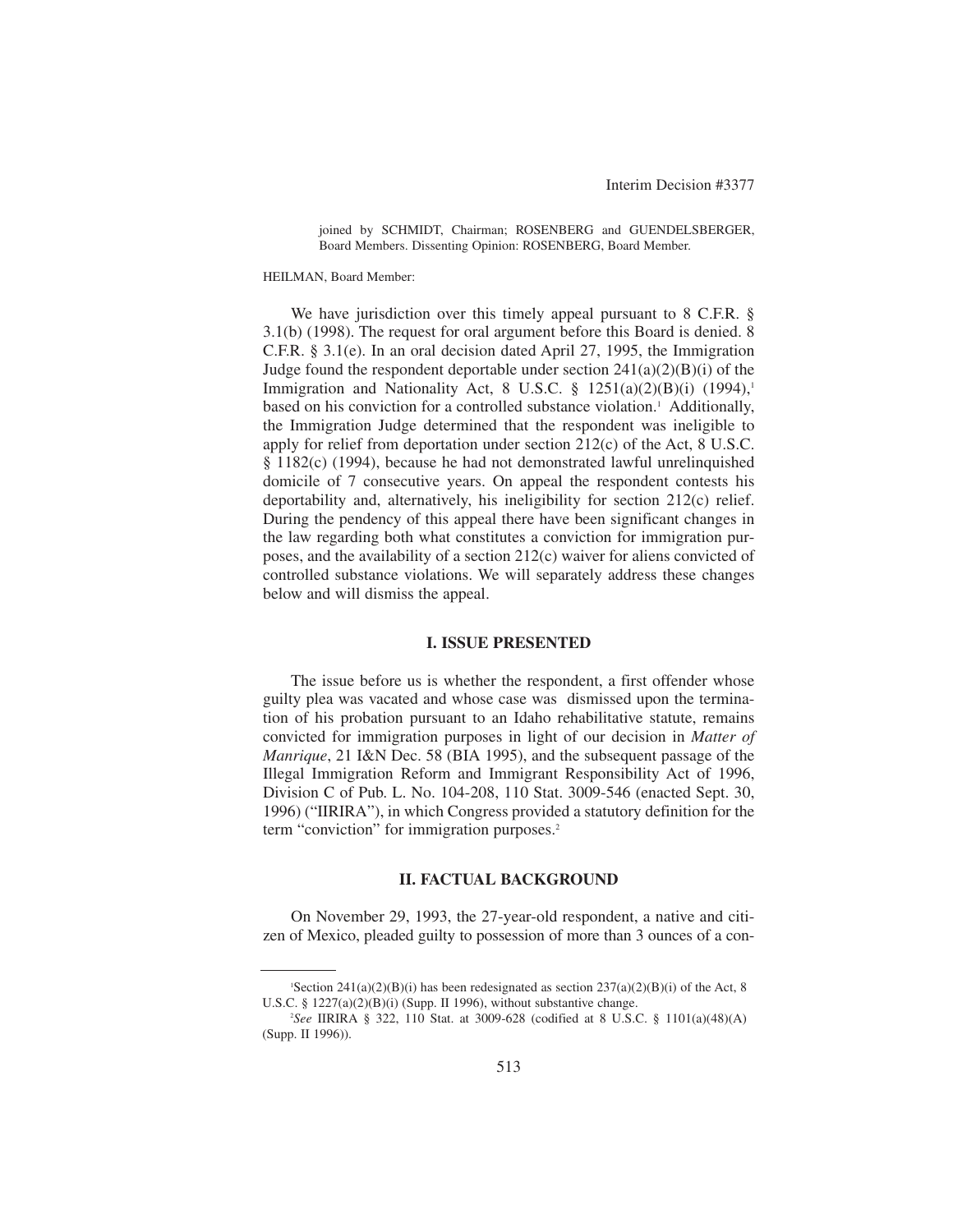joined by SCHMIDT, Chairman; ROSENBERG and GUENDELSBERGER, Board Members. Dissenting Opinion: ROSENBERG, Board Member.

HEILMAN, Board Member:

We have jurisdiction over this timely appeal pursuant to 8 C.F.R. § 3.1(b) (1998). The request for oral argument before this Board is denied. 8 C.F.R. § 3.1(e). In an oral decision dated April 27, 1995, the Immigration Judge found the respondent deportable under section 241(a)(2)(B)(i) of the Immigration and Nationality Act, 8 U.S.C. § 1251(a)(2)(B)(i) (1994),[1] based on his conviction for a controlled substance violation.[1] Additionally, the Immigration Judge determined that the respondent was ineligible to apply for relief from deportation under section 212(c) of the Act, 8 U.S.C. § 1182(c) (1994), because he had not demonstrated lawful unrelinquished domicile of 7 consecutive years. On appeal the respondent contests his deportability and, alternatively, his ineligibility for section 212(c) relief. During the pendency of this appeal there have been significant changes in the law regarding both what constitutes a conviction for immigration purposes, and the availability of a section 212(c) waiver for aliens convicted of controlled substance violations. We will separately address these changes below and will dismiss the appeal.

## I. ISSUE PRESENTED

The issue before us is whether the respondent, a first offender whose guilty plea was vacated and whose case was dismissed upon the termination of his probation pursuant to an Idaho rehabilitative statute, remains convicted for immigration purposes in light of our decision in *Matter of Manrique*, 21 I&N Dec. 58 (BIA 1995), and the subsequent passage of the Illegal Immigration Reform and Immigrant Responsibility Act of 1996, Division C of Pub. L. No. 104-208, 110 Stat. 3009-546 (enacted Sept. 30, 1996) ("IIRIRA"), in which Congress provided a statutory definition for the term "conviction" for immigration purposes.[2]

## II. FACTUAL BACKGROUND

On November 29, 1993, the 27-year-old respondent, a native and citizen of Mexico, pleaded guilty to possession of more than 3 ounces of a con-

---

[1] Section 241(a)(2)(B)(i) has been redesignated as section 237(a)(2)(B)(i) of the Act, 8 U.S.C. § 1227(a)(2)(B)(i) (Supp. II 1996), without substantive change.

[2] *See* IIRIRA § 322, 110 Stat. at 3009-628 (codified at 8 U.S.C. § 1101(a)(48)(A) (Supp. II 1996)).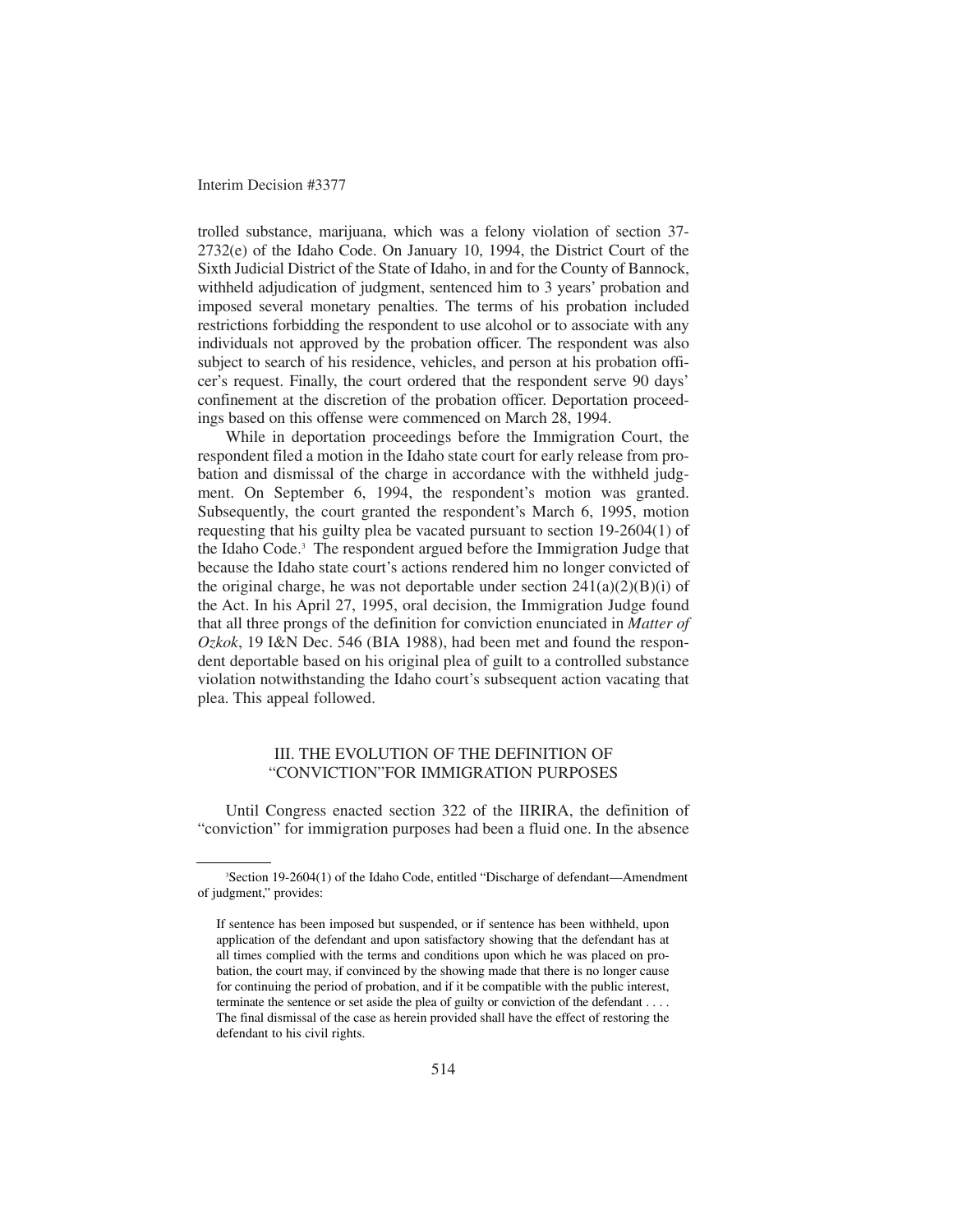trolled substance, marijuana, which was a felony violation of section 37-2732(e) of the Idaho Code. On January 10, 1994, the District Court of the Sixth Judicial District of the State of Idaho, in and for the County of Bannock, withheld adjudication of judgment, sentenced him to 3 years' probation and imposed several monetary penalties. The terms of his probation included restrictions forbidding the respondent to use alcohol or to associate with any individuals not approved by the probation officer. The respondent was also subject to search of his residence, vehicles, and person at his probation officer's request. Finally, the court ordered that the respondent serve 90 days' confinement at the discretion of the probation officer. Deportation proceedings based on this offense were commenced on March 28, 1994.

While in deportation proceedings before the Immigration Court, the respondent filed a motion in the Idaho state court for early release from probation and dismissal of the charge in accordance with the withheld judgment. On September 6, 1994, the respondent's motion was granted. Subsequently, the court granted the respondent's March 6, 1995, motion requesting that his guilty plea be vacated pursuant to section 19-2604(1) of the Idaho Code.[3] The respondent argued before the Immigration Judge that because the Idaho state court's actions rendered him no longer convicted of the original charge, he was not deportable under section 241(a)(2)(B)(i) of the Act. In his April 27, 1995, oral decision, the Immigration Judge found that all three prongs of the definition for conviction enunciated in *Matter of Ozkok*, 19 I&N Dec. 546 (BIA 1988), had been met and found the respondent deportable based on his original plea of guilt to a controlled substance violation notwithstanding the Idaho court's subsequent action vacating that plea. This appeal followed.

## III. THE EVOLUTION OF THE DEFINITION OF "CONVICTION" FOR IMMIGRATION PURPOSES

Until Congress enacted section 322 of the IIRIRA, the definition of "conviction" for immigration purposes had been a fluid one. In the absence

---

[3]Section 19-2604(1) of the Idaho Code, entitled "Discharge of defendant—Amendment of judgment," provides:

> If sentence has been imposed but suspended, or if sentence has been withheld, upon application of the defendant and upon satisfactory showing that the defendant has at all times complied with the terms and conditions upon which he was placed on probation, the court may, if convinced by the showing made that there is no longer cause for continuing the period of probation, and if it be compatible with the public interest, terminate the sentence or set aside the plea of guilty or conviction of the defendant . . . . The final dismissal of the case as herein provided shall have the effect of restoring the defendant to his civil rights.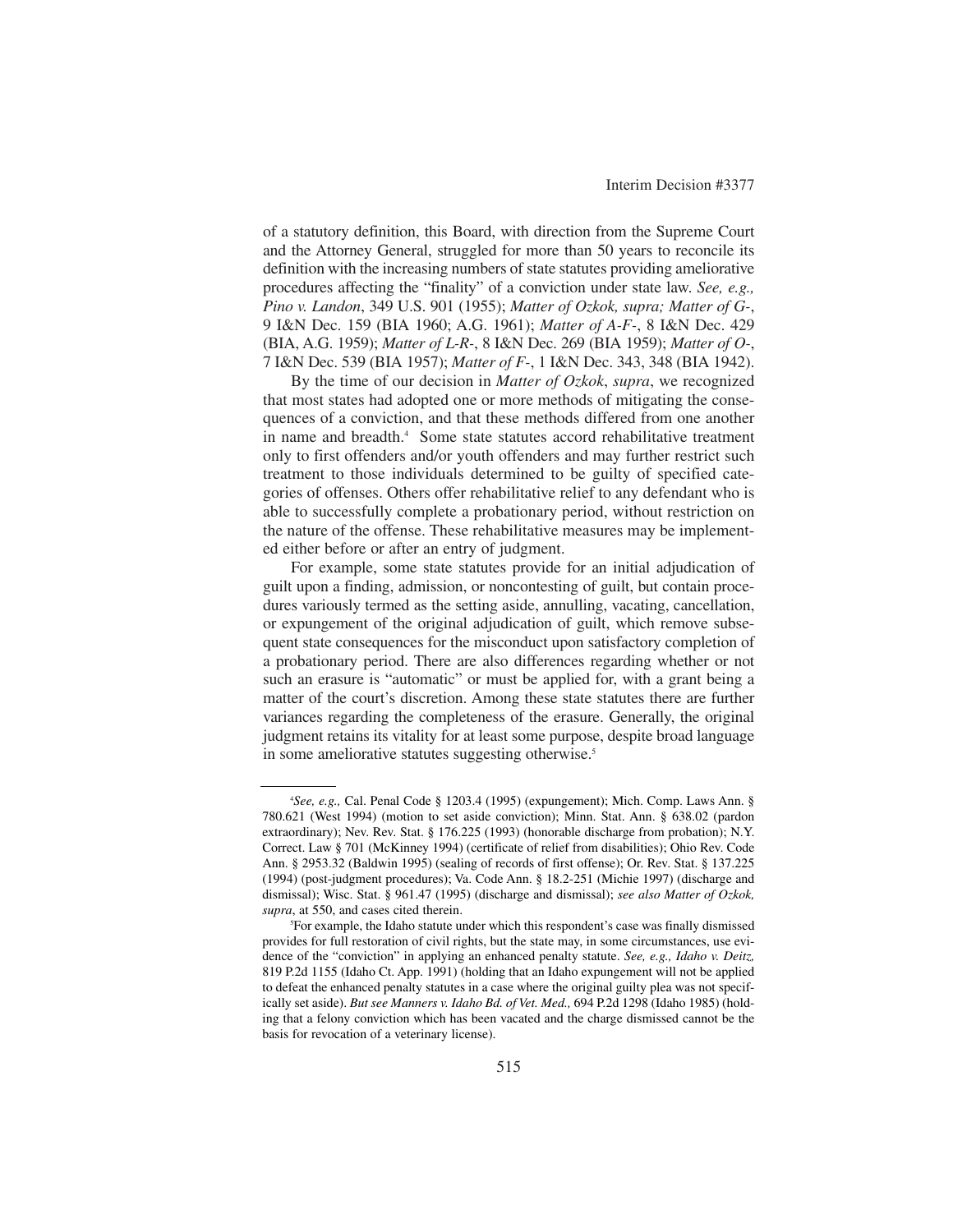of a statutory definition, this Board, with direction from the Supreme Court and the Attorney General, struggled for more than 50 years to reconcile its definition with the increasing numbers of state statutes providing ameliorative procedures affecting the "finality" of a conviction under state law. *See, e.g., Pino v. Landon*, 349 U.S. 901 (1955); *Matter of Ozkok, supra; Matter of G-*, 9 I&N Dec. 159 (BIA 1960; A.G. 1961); *Matter of A-F-*, 8 I&N Dec. 429 (BIA, A.G. 1959); *Matter of L-R-*, 8 I&N Dec. 269 (BIA 1959); *Matter of O-*, 7 I&N Dec. 539 (BIA 1957); *Matter of F-*, 1 I&N Dec. 343, 348 (BIA 1942).

By the time of our decision in *Matter of Ozkok*, *supra*, we recognized that most states had adopted one or more methods of mitigating the consequences of a conviction, and that these methods differed from one another in name and breadth.[4] Some state statutes accord rehabilitative treatment only to first offenders and/or youth offenders and may further restrict such treatment to those individuals determined to be guilty of specified categories of offenses. Others offer rehabilitative relief to any defendant who is able to successfully complete a probationary period, without restriction on the nature of the offense. These rehabilitative measures may be implemented either before or after an entry of judgment.

For example, some state statutes provide for an initial adjudication of guilt upon a finding, admission, or noncontesting of guilt, but contain procedures variously termed as the setting aside, annulling, vacating, cancellation, or expungement of the original adjudication of guilt, which remove subsequent state consequences for the misconduct upon satisfactory completion of a probationary period. There are also differences regarding whether or not such an erasure is "automatic" or must be applied for, with a grant being a matter of the court's discretion. Among these state statutes there are further variances regarding the completeness of the erasure. Generally, the original judgment retains its vitality for at least some purpose, despite broad language in some ameliorative statutes suggesting otherwise.[5]

---

[4]*See, e.g.,* Cal. Penal Code § 1203.4 (1995) (expungement); Mich. Comp. Laws Ann. § 780.621 (West 1994) (motion to set aside conviction); Minn. Stat. Ann. § 638.02 (pardon extraordinary); Nev. Rev. Stat. § 176.225 (1993) (honorable discharge from probation); N.Y. Correct. Law § 701 (McKinney 1994) (certificate of relief from disabilities); Ohio Rev. Code Ann. § 2953.32 (Baldwin 1995) (sealing of records of first offense); Or. Rev. Stat. § 137.225 (1994) (post-judgment procedures); Va. Code Ann. § 18.2-251 (Michie 1997) (discharge and dismissal); Wisc. Stat. § 961.47 (1995) (discharge and dismissal); *see also Matter of Ozkok, supra*, at 550, and cases cited therein.

[5]For example, the Idaho statute under which this respondent's case was finally dismissed provides for full restoration of civil rights, but the state may, in some circumstances, use evidence of the "conviction" in applying an enhanced penalty statute. *See, e.g., Idaho v. Deitz,* 819 P.2d 1155 (Idaho Ct. App. 1991) (holding that an Idaho expungement will not be applied to defeat the enhanced penalty statutes in a case where the original guilty plea was not specifically set aside). *But see Manners v. Idaho Bd. of Vet. Med.,* 694 P.2d 1298 (Idaho 1985) (holding that a felony conviction which has been vacated and the charge dismissed cannot be the basis for revocation of a veterinary license).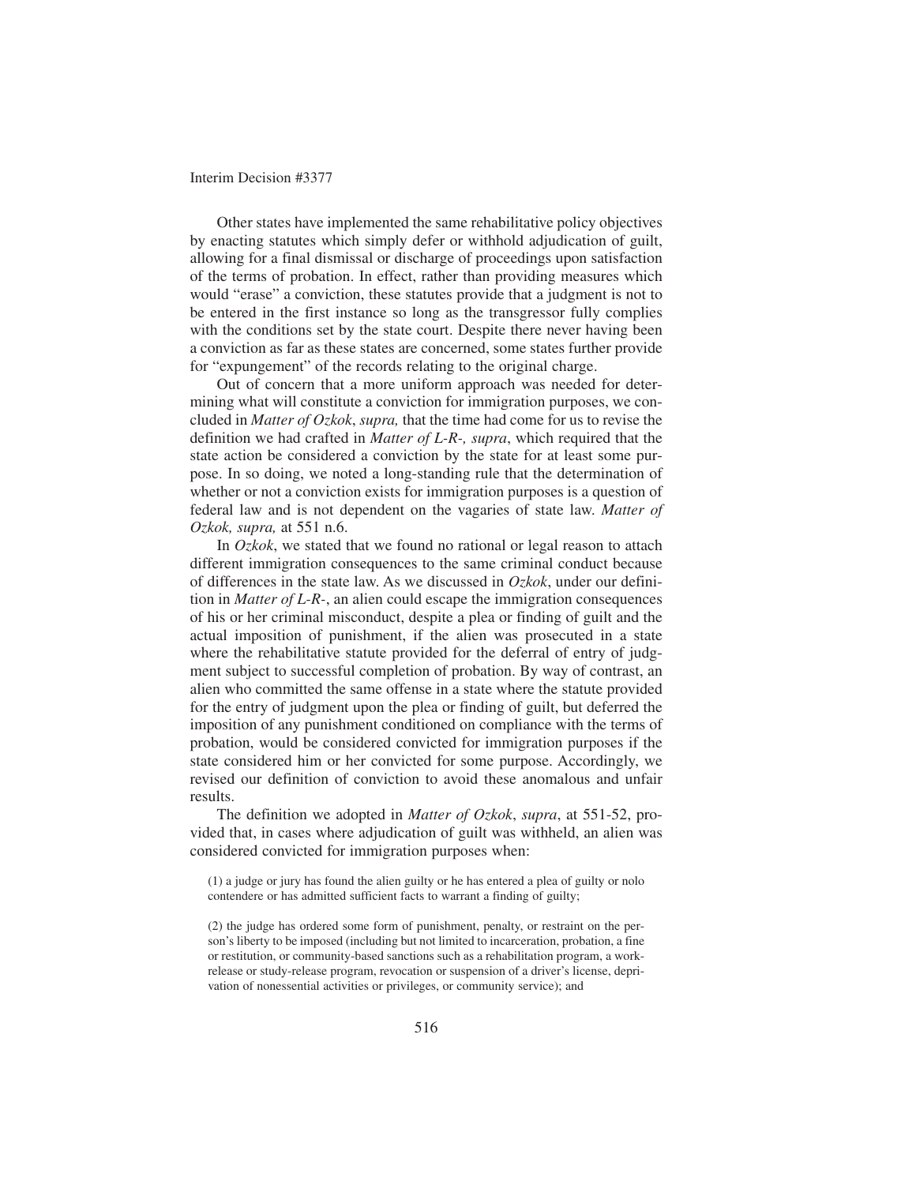Other states have implemented the same rehabilitative policy objectives by enacting statutes which simply defer or withhold adjudication of guilt, allowing for a final dismissal or discharge of proceedings upon satisfaction of the terms of probation. In effect, rather than providing measures which would "erase" a conviction, these statutes provide that a judgment is not to be entered in the first instance so long as the transgressor fully complies with the conditions set by the state court. Despite there never having been a conviction as far as these states are concerned, some states further provide for "expungement" of the records relating to the original charge.

Out of concern that a more uniform approach was needed for determining what will constitute a conviction for immigration purposes, we concluded in *Matter of Ozkok*, *supra,* that the time had come for us to revise the definition we had crafted in *Matter of L-R-, supra*, which required that the state action be considered a conviction by the state for at least some purpose. In so doing, we noted a long-standing rule that the determination of whether or not a conviction exists for immigration purposes is a question of federal law and is not dependent on the vagaries of state law. *Matter of Ozkok, supra,* at 551 n.6.

In *Ozkok*, we stated that we found no rational or legal reason to attach different immigration consequences to the same criminal conduct because of differences in the state law. As we discussed in *Ozkok*, under our definition in *Matter of L-R-*, an alien could escape the immigration consequences of his or her criminal misconduct, despite a plea or finding of guilt and the actual imposition of punishment, if the alien was prosecuted in a state where the rehabilitative statute provided for the deferral of entry of judgment subject to successful completion of probation. By way of contrast, an alien who committed the same offense in a state where the statute provided for the entry of judgment upon the plea or finding of guilt, but deferred the imposition of any punishment conditioned on compliance with the terms of probation, would be considered convicted for immigration purposes if the state considered him or her convicted for some purpose. Accordingly, we revised our definition of conviction to avoid these anomalous and unfair results.

The definition we adopted in *Matter of Ozkok*, *supra*, at 551-52, provided that, in cases where adjudication of guilt was withheld, an alien was considered convicted for immigration purposes when:

(1) a judge or jury has found the alien guilty or he has entered a plea of guilty or nolo contendere or has admitted sufficient facts to warrant a finding of guilty;

(2) the judge has ordered some form of punishment, penalty, or restraint on the person's liberty to be imposed (including but not limited to incarceration, probation, a fine or restitution, or community-based sanctions such as a rehabilitation program, a work-release or study-release program, revocation or suspension of a driver's license, deprivation of nonessential activities or privileges, or community service); and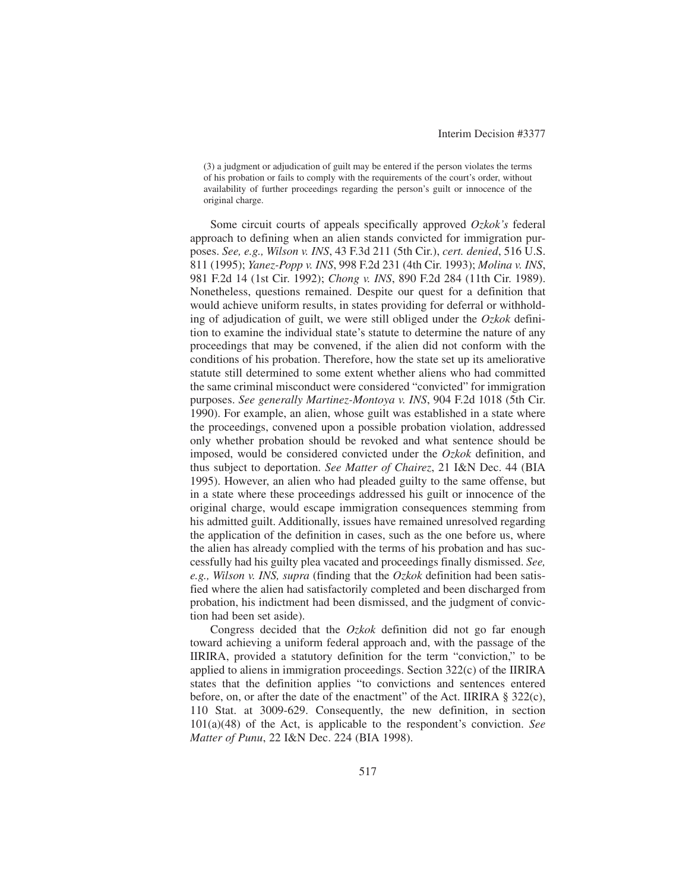(3) a judgment or adjudication of guilt may be entered if the person violates the terms of his probation or fails to comply with the requirements of the court's order, without availability of further proceedings regarding the person's guilt or innocence of the original charge.

Some circuit courts of appeals specifically approved *Ozkok's* federal approach to defining when an alien stands convicted for immigration purposes. *See, e.g., Wilson v. INS*, 43 F.3d 211 (5th Cir.), *cert. denied*, 516 U.S. 811 (1995); *Yanez-Popp v. INS*, 998 F.2d 231 (4th Cir. 1993); *Molina v. INS*, 981 F.2d 14 (1st Cir. 1992); *Chong v. INS*, 890 F.2d 284 (11th Cir. 1989). Nonetheless, questions remained. Despite our quest for a definition that would achieve uniform results, in states providing for deferral or withholding of adjudication of guilt, we were still obliged under the *Ozkok* definition to examine the individual state's statute to determine the nature of any proceedings that may be convened, if the alien did not conform with the conditions of his probation. Therefore, how the state set up its ameliorative statute still determined to some extent whether aliens who had committed the same criminal misconduct were considered "convicted" for immigration purposes. *See generally Martinez-Montoya v. INS*, 904 F.2d 1018 (5th Cir. 1990). For example, an alien, whose guilt was established in a state where the proceedings, convened upon a possible probation violation, addressed only whether probation should be revoked and what sentence should be imposed, would be considered convicted under the *Ozkok* definition, and thus subject to deportation. *See Matter of Chairez*, 21 I&N Dec. 44 (BIA 1995). However, an alien who had pleaded guilty to the same offense, but in a state where these proceedings addressed his guilt or innocence of the original charge, would escape immigration consequences stemming from his admitted guilt. Additionally, issues have remained unresolved regarding the application of the definition in cases, such as the one before us, where the alien has already complied with the terms of his probation and has successfully had his guilty plea vacated and proceedings finally dismissed. *See, e.g., Wilson v. INS, supra* (finding that the *Ozkok* definition had been satisfied where the alien had satisfactorily completed and been discharged from probation, his indictment had been dismissed, and the judgment of conviction had been set aside).

Congress decided that the *Ozkok* definition did not go far enough toward achieving a uniform federal approach and, with the passage of the IIRIRA, provided a statutory definition for the term "conviction," to be applied to aliens in immigration proceedings. Section 322(c) of the IIRIRA states that the definition applies "to convictions and sentences entered before, on, or after the date of the enactment" of the Act. IIRIRA § 322(c), 110 Stat. at 3009-629. Consequently, the new definition, in section 101(a)(48) of the Act, is applicable to the respondent's conviction. *See Matter of Punu*, 22 I&N Dec. 224 (BIA 1998).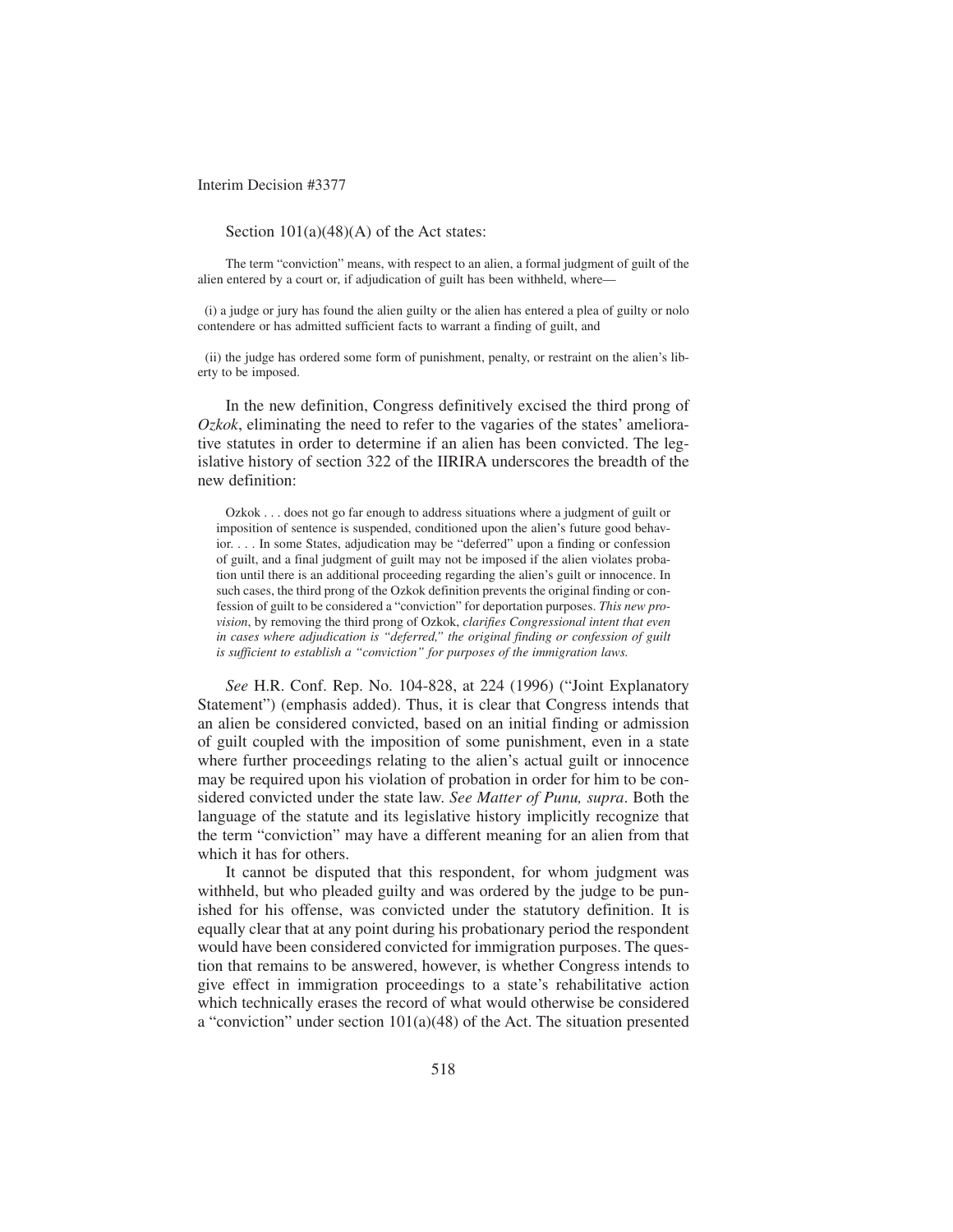Section 101(a)(48)(A) of the Act states:

> The term "conviction" means, with respect to an alien, a formal judgment of guilt of the alien entered by a court or, if adjudication of guilt has been withheld, where—
>
> (i) a judge or jury has found the alien guilty or the alien has entered a plea of guilty or nolo contendere or has admitted sufficient facts to warrant a finding of guilt, and
>
> (ii) the judge has ordered some form of punishment, penalty, or restraint on the alien's liberty to be imposed.

In the new definition, Congress definitively excised the third prong of *Ozkok*, eliminating the need to refer to the vagaries of the states' ameliorative statutes in order to determine if an alien has been convicted. The legislative history of section 322 of the IIRIRA underscores the breadth of the new definition:

> Ozkok . . . does not go far enough to address situations where a judgment of guilt or imposition of sentence is suspended, conditioned upon the alien's future good behavior. . . . In some States, adjudication may be "deferred" upon a finding or confession of guilt, and a final judgment of guilt may not be imposed if the alien violates probation until there is an additional proceeding regarding the alien's guilt or innocence. In such cases, the third prong of the Ozkok definition prevents the original finding or confession of guilt to be considered a "conviction" for deportation purposes. *This new provision*, by removing the third prong of Ozkok, *clarifies Congressional intent that even in cases where adjudication is "deferred," the original finding or confession of guilt is sufficient to establish a "conviction" for purposes of the immigration laws.*

*See* H.R. Conf. Rep. No. 104-828, at 224 (1996) ("Joint Explanatory Statement") (emphasis added). Thus, it is clear that Congress intends that an alien be considered convicted, based on an initial finding or admission of guilt coupled with the imposition of some punishment, even in a state where further proceedings relating to the alien's actual guilt or innocence may be required upon his violation of probation in order for him to be considered convicted under the state law. *See Matter of Punu, supra*. Both the language of the statute and its legislative history implicitly recognize that the term "conviction" may have a different meaning for an alien from that which it has for others.

It cannot be disputed that this respondent, for whom judgment was withheld, but who pleaded guilty and was ordered by the judge to be punished for his offense, was convicted under the statutory definition. It is equally clear that at any point during his probationary period the respondent would have been considered convicted for immigration purposes. The question that remains to be answered, however, is whether Congress intends to give effect in immigration proceedings to a state's rehabilitative action which technically erases the record of what would otherwise be considered a "conviction" under section 101(a)(48) of the Act. The situation presented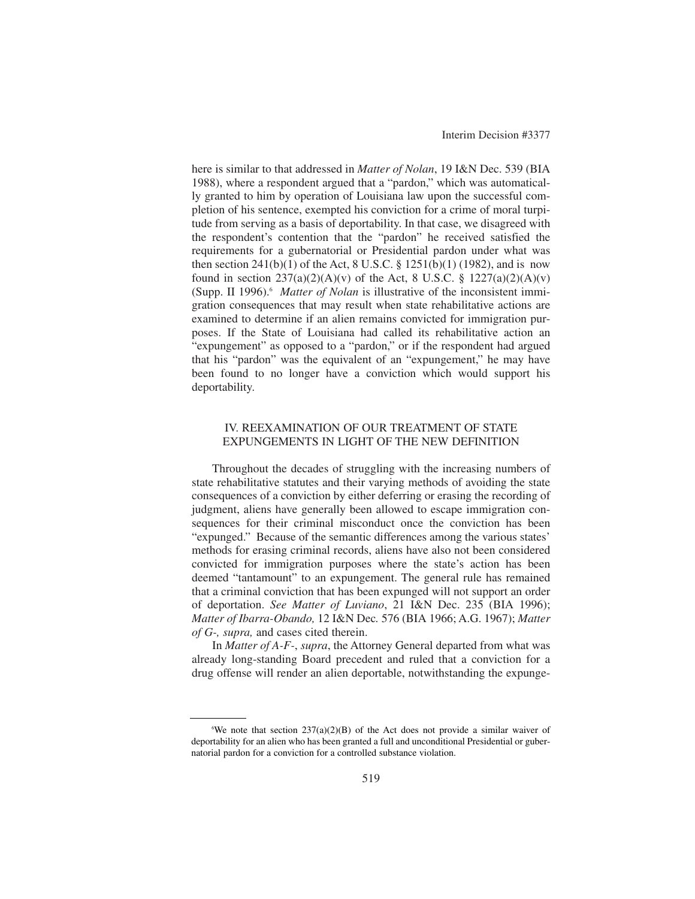here is similar to that addressed in *Matter of Nolan*, 19 I&N Dec. 539 (BIA 1988), where a respondent argued that a "pardon," which was automatically granted to him by operation of Louisiana law upon the successful completion of his sentence, exempted his conviction for a crime of moral turpitude from serving as a basis of deportability. In that case, we disagreed with the respondent's contention that the "pardon" he received satisfied the requirements for a gubernatorial or Presidential pardon under what was then section 241(b)(1) of the Act, 8 U.S.C. § 1251(b)(1) (1982), and is now found in section 237(a)(2)(A)(v) of the Act, 8 U.S.C. § 1227(a)(2)(A)(v) (Supp. II 1996).[6] *Matter of Nolan* is illustrative of the inconsistent immigration consequences that may result when state rehabilitative actions are examined to determine if an alien remains convicted for immigration purposes. If the State of Louisiana had called its rehabilitative action an "expungement" as opposed to a "pardon," or if the respondent had argued that his "pardon" was the equivalent of an "expungement," he may have been found to no longer have a conviction which would support his deportability.

## IV. REEXAMINATION OF OUR TREATMENT OF STATE EXPUNGEMENTS IN LIGHT OF THE NEW DEFINITION

Throughout the decades of struggling with the increasing numbers of state rehabilitative statutes and their varying methods of avoiding the state consequences of a conviction by either deferring or erasing the recording of judgment, aliens have generally been allowed to escape immigration consequences for their criminal misconduct once the conviction has been "expunged." Because of the semantic differences among the various states' methods for erasing criminal records, aliens have also not been considered convicted for immigration purposes where the state's action has been deemed "tantamount" to an expungement. The general rule has remained that a criminal conviction that has been expunged will not support an order of deportation. *See Matter of Luviano*, 21 I&N Dec. 235 (BIA 1996); *Matter of Ibarra-Obando,* 12 I&N Dec*.* 576 (BIA 1966; A.G. 1967); *Matter of G-, supra,* and cases cited therein.

In *Matter of A-F-*, *supra*, the Attorney General departed from what was already long-standing Board precedent and ruled that a conviction for a drug offense will render an alien deportable, notwithstanding the expunge-

[6] We note that section 237(a)(2)(B) of the Act does not provide a similar waiver of deportability for an alien who has been granted a full and unconditional Presidential or gubernatorial pardon for a conviction for a controlled substance violation.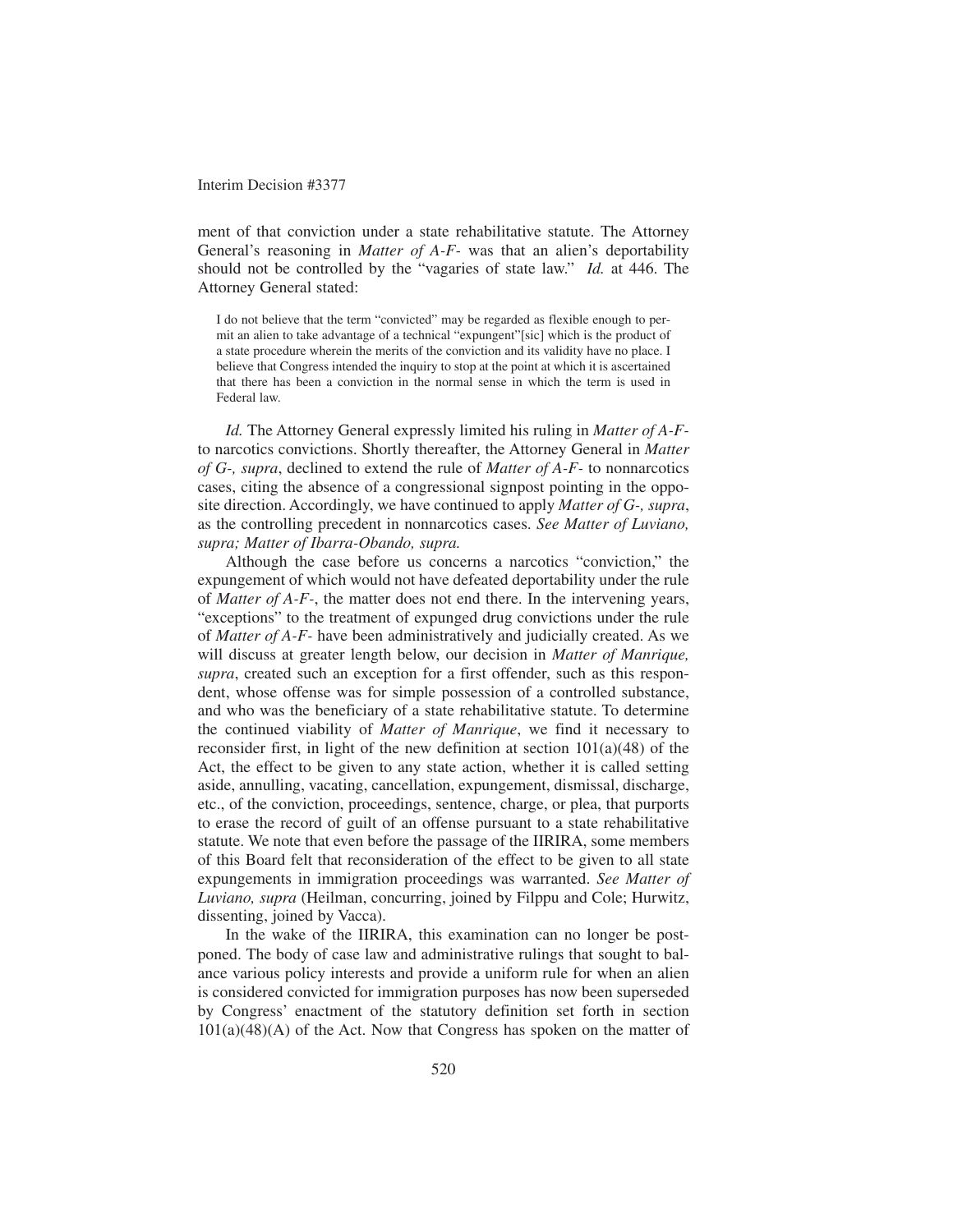ment of that conviction under a state rehabilitative statute. The Attorney General's reasoning in *Matter of A-F-* was that an alien's deportability should not be controlled by the "vagaries of state law." *Id.* at 446. The Attorney General stated:

> I do not believe that the term "convicted" may be regarded as flexible enough to permit an alien to take advantage of a technical "expungent"[sic] which is the product of a state procedure wherein the merits of the conviction and its validity have no place. I believe that Congress intended the inquiry to stop at the point at which it is ascertained that there has been a conviction in the normal sense in which the term is used in Federal law.

*Id.* The Attorney General expressly limited his ruling in *Matter of A-F-* to narcotics convictions. Shortly thereafter, the Attorney General in *Matter of G-, supra*, declined to extend the rule of *Matter of A-F-* to nonnarcotics cases, citing the absence of a congressional signpost pointing in the opposite direction. Accordingly, we have continued to apply *Matter of G-, supra*, as the controlling precedent in nonnarcotics cases. *See Matter of Luviano, supra; Matter of Ibarra-Obando, supra.*

Although the case before us concerns a narcotics "conviction," the expungement of which would not have defeated deportability under the rule of *Matter of A-F-*, the matter does not end there. In the intervening years, "exceptions" to the treatment of expunged drug convictions under the rule of *Matter of A-F-* have been administratively and judicially created. As we will discuss at greater length below, our decision in *Matter of Manrique, supra*, created such an exception for a first offender, such as this respondent, whose offense was for simple possession of a controlled substance, and who was the beneficiary of a state rehabilitative statute. To determine the continued viability of *Matter of Manrique*, we find it necessary to reconsider first, in light of the new definition at section 101(a)(48) of the Act, the effect to be given to any state action, whether it is called setting aside, annulling, vacating, cancellation, expungement, dismissal, discharge, etc., of the conviction, proceedings, sentence, charge, or plea, that purports to erase the record of guilt of an offense pursuant to a state rehabilitative statute. We note that even before the passage of the IIRIRA, some members of this Board felt that reconsideration of the effect to be given to all state expungements in immigration proceedings was warranted. *See Matter of Luviano, supra* (Heilman, concurring, joined by Filppu and Cole; Hurwitz, dissenting, joined by Vacca).

In the wake of the IIRIRA, this examination can no longer be postponed. The body of case law and administrative rulings that sought to balance various policy interests and provide a uniform rule for when an alien is considered convicted for immigration purposes has now been superseded by Congress' enactment of the statutory definition set forth in section 101(a)(48)(A) of the Act. Now that Congress has spoken on the matter of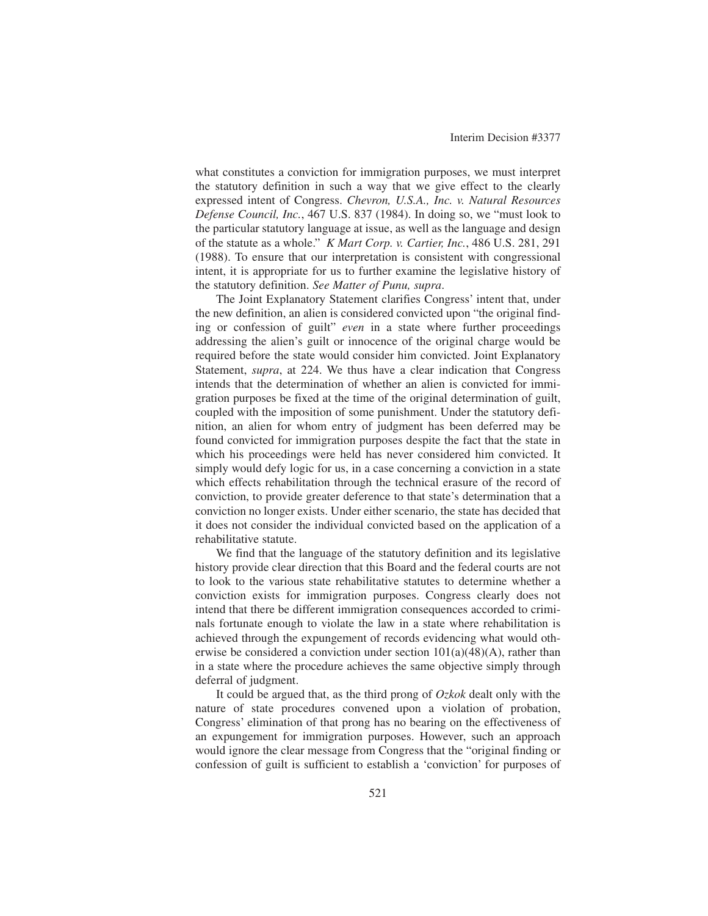what constitutes a conviction for immigration purposes, we must interpret the statutory definition in such a way that we give effect to the clearly expressed intent of Congress. *Chevron, U.S.A., Inc. v. Natural Resources Defense Council, Inc.*, 467 U.S. 837 (1984). In doing so, we "must look to the particular statutory language at issue, as well as the language and design of the statute as a whole." *K Mart Corp. v. Cartier, Inc.*, 486 U.S. 281, 291 (1988). To ensure that our interpretation is consistent with congressional intent, it is appropriate for us to further examine the legislative history of the statutory definition. *See Matter of Punu, supra*.

The Joint Explanatory Statement clarifies Congress' intent that, under the new definition, an alien is considered convicted upon "the original finding or confession of guilt" *even* in a state where further proceedings addressing the alien's guilt or innocence of the original charge would be required before the state would consider him convicted. Joint Explanatory Statement, *supra*, at 224. We thus have a clear indication that Congress intends that the determination of whether an alien is convicted for immigration purposes be fixed at the time of the original determination of guilt, coupled with the imposition of some punishment. Under the statutory definition, an alien for whom entry of judgment has been deferred may be found convicted for immigration purposes despite the fact that the state in which his proceedings were held has never considered him convicted. It simply would defy logic for us, in a case concerning a conviction in a state which effects rehabilitation through the technical erasure of the record of conviction, to provide greater deference to that state's determination that a conviction no longer exists. Under either scenario, the state has decided that it does not consider the individual convicted based on the application of a rehabilitative statute.

We find that the language of the statutory definition and its legislative history provide clear direction that this Board and the federal courts are not to look to the various state rehabilitative statutes to determine whether a conviction exists for immigration purposes. Congress clearly does not intend that there be different immigration consequences accorded to criminals fortunate enough to violate the law in a state where rehabilitation is achieved through the expungement of records evidencing what would otherwise be considered a conviction under section 101(a)(48)(A), rather than in a state where the procedure achieves the same objective simply through deferral of judgment.

It could be argued that, as the third prong of *Ozkok* dealt only with the nature of state procedures convened upon a violation of probation, Congress' elimination of that prong has no bearing on the effectiveness of an expungement for immigration purposes. However, such an approach would ignore the clear message from Congress that the "original finding or confession of guilt is sufficient to establish a 'conviction' for purposes of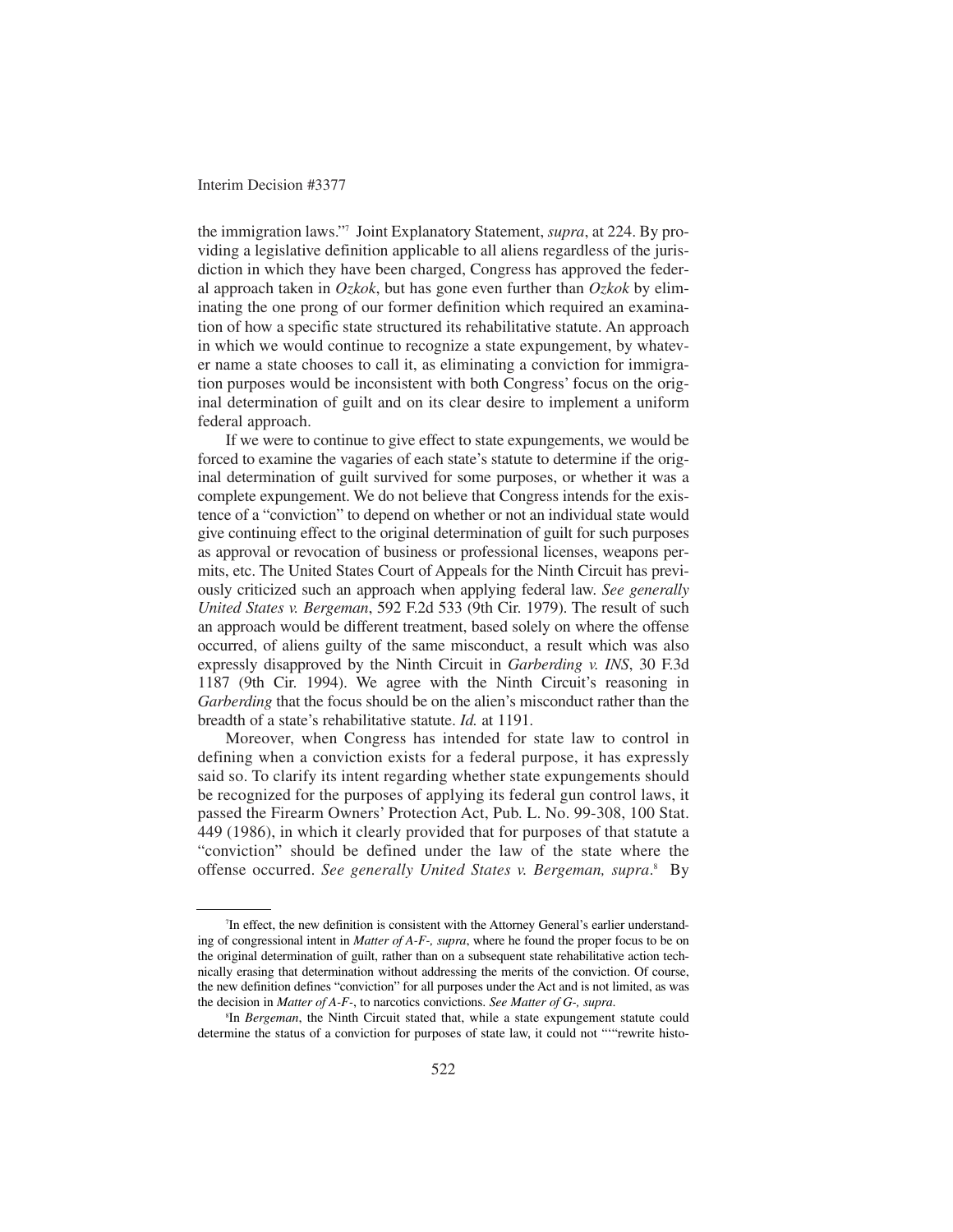the immigration laws."[7] Joint Explanatory Statement, *supra*, at 224. By providing a legislative definition applicable to all aliens regardless of the jurisdiction in which they have been charged, Congress has approved the federal approach taken in *Ozkok*, but has gone even further than *Ozkok* by eliminating the one prong of our former definition which required an examination of how a specific state structured its rehabilitative statute. An approach in which we would continue to recognize a state expungement, by whatever name a state chooses to call it, as eliminating a conviction for immigration purposes would be inconsistent with both Congress' focus on the original determination of guilt and on its clear desire to implement a uniform federal approach.

If we were to continue to give effect to state expungements, we would be forced to examine the vagaries of each state's statute to determine if the original determination of guilt survived for some purposes, or whether it was a complete expungement. We do not believe that Congress intends for the existence of a "conviction" to depend on whether or not an individual state would give continuing effect to the original determination of guilt for such purposes as approval or revocation of business or professional licenses, weapons permits, etc. The United States Court of Appeals for the Ninth Circuit has previously criticized such an approach when applying federal law. *See generally United States v. Bergeman*, 592 F.2d 533 (9th Cir. 1979). The result of such an approach would be different treatment, based solely on where the offense occurred, of aliens guilty of the same misconduct, a result which was also expressly disapproved by the Ninth Circuit in *Garberding v. INS*, 30 F.3d 1187 (9th Cir. 1994). We agree with the Ninth Circuit's reasoning in *Garberding* that the focus should be on the alien's misconduct rather than the breadth of a state's rehabilitative statute. *Id.* at 1191.

Moreover, when Congress has intended for state law to control in defining when a conviction exists for a federal purpose, it has expressly said so. To clarify its intent regarding whether state expungements should be recognized for the purposes of applying its federal gun control laws, it passed the Firearm Owners' Protection Act, Pub. L. No. 99-308, 100 Stat. 449 (1986), in which it clearly provided that for purposes of that statute a "conviction" should be defined under the law of the state where the offense occurred. *See generally United States v. Bergeman, supra*.[8] By

---

[7]In effect, the new definition is consistent with the Attorney General's earlier understanding of congressional intent in *Matter of A-F-, supra*, where he found the proper focus to be on the original determination of guilt, rather than on a subsequent state rehabilitative action technically erasing that determination without addressing the merits of the conviction. Of course, the new definition defines "conviction" for all purposes under the Act and is not limited, as was the decision in *Matter of A-F-*, to narcotics convictions. *See Matter of G-, supra*.

[8]In *Bergeman*, the Ninth Circuit stated that, while a state expungement statute could determine the status of a conviction for purposes of state law, it could not """rewrite histo-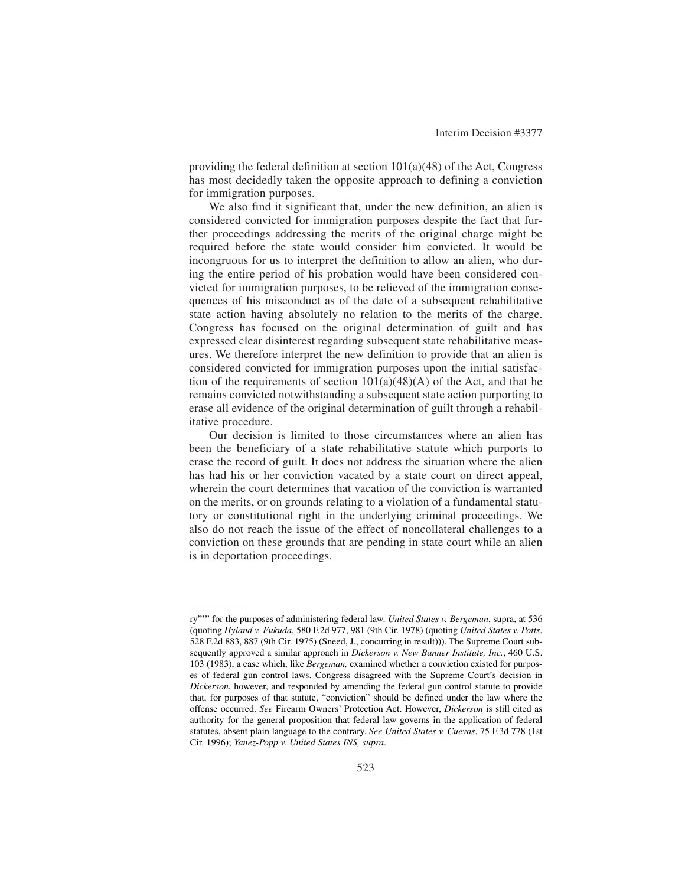providing the federal definition at section 101(a)(48) of the Act, Congress has most decidedly taken the opposite approach to defining a conviction for immigration purposes.

We also find it significant that, under the new definition, an alien is considered convicted for immigration purposes despite the fact that further proceedings addressing the merits of the original charge might be required before the state would consider him convicted. It would be incongruous for us to interpret the definition to allow an alien, who during the entire period of his probation would have been considered convicted for immigration purposes, to be relieved of the immigration consequences of his misconduct as of the date of a subsequent rehabilitative state action having absolutely no relation to the merits of the charge. Congress has focused on the original determination of guilt and has expressed clear disinterest regarding subsequent state rehabilitative measures. We therefore interpret the new definition to provide that an alien is considered convicted for immigration purposes upon the initial satisfaction of the requirements of section 101(a)(48)(A) of the Act, and that he remains convicted notwithstanding a subsequent state action purporting to erase all evidence of the original determination of guilt through a rehabilitative procedure.

Our decision is limited to those circumstances where an alien has been the beneficiary of a state rehabilitative statute which purports to erase the record of guilt. It does not address the situation where the alien has had his or her conviction vacated by a state court on direct appeal, wherein the court determines that vacation of the conviction is warranted on the merits, or on grounds relating to a violation of a fundamental statutory or constitutional right in the underlying criminal proceedings. We also do not reach the issue of the effect of noncollateral challenges to a conviction on these grounds that are pending in state court while an alien is in deportation proceedings.

---

ry"'" for the purposes of administering federal law. *United States v. Bergeman*, supra, at 536 (quoting *Hyland v. Fukuda*, 580 F.2d 977, 981 (9th Cir. 1978) (quoting *United States v. Potts*, 528 F.2d 883, 887 (9th Cir. 1975) (Sneed, J., concurring in result))). The Supreme Court subsequently approved a similar approach in *Dickerson v. New Banner Institute, Inc.*, 460 U.S. 103 (1983), a case which, like *Bergeman,* examined whether a conviction existed for purposes of federal gun control laws. Congress disagreed with the Supreme Court's decision in *Dickerson*, however, and responded by amending the federal gun control statute to provide that, for purposes of that statute, "conviction" should be defined under the law where the offense occurred. *See* Firearm Owners' Protection Act. However, *Dickerson* is still cited as authority for the general proposition that federal law governs in the application of federal statutes, absent plain language to the contrary. *See United States v. Cuevas*, 75 F.3d 778 (1st Cir. 1996); *Yanez-Popp v. United States INS, supra*.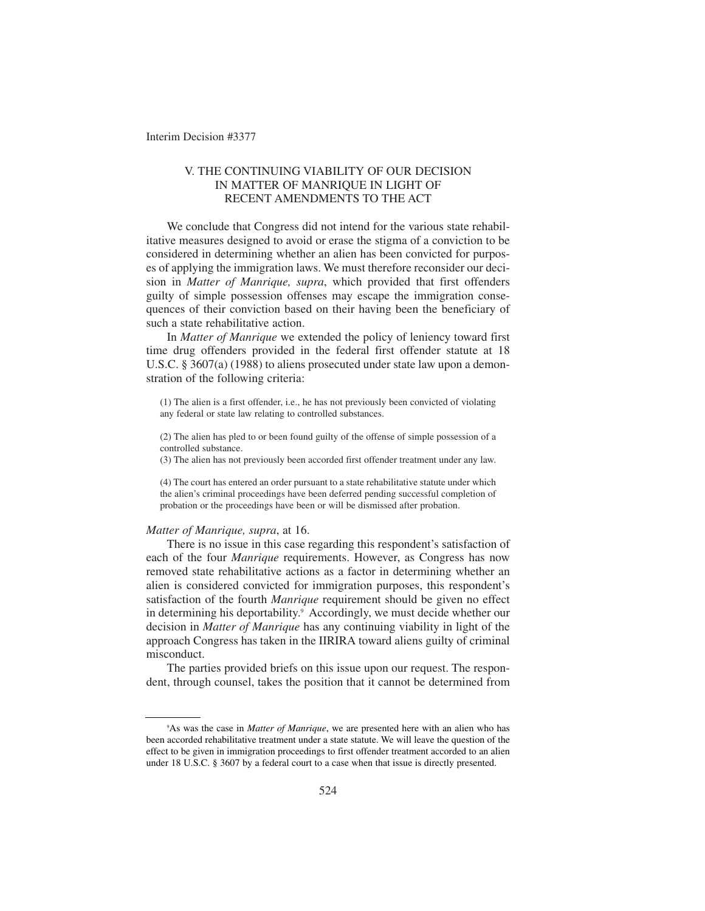## V. THE CONTINUING VIABILITY OF OUR DECISION IN MATTER OF MANRIQUE IN LIGHT OF RECENT AMENDMENTS TO THE ACT

We conclude that Congress did not intend for the various state rehabilitative measures designed to avoid or erase the stigma of a conviction to be considered in determining whether an alien has been convicted for purposes of applying the immigration laws. We must therefore reconsider our decision in *Matter of Manrique, supra*, which provided that first offenders guilty of simple possession offenses may escape the immigration consequences of their conviction based on their having been the beneficiary of such a state rehabilitative action.

In *Matter of Manrique* we extended the policy of leniency toward first time drug offenders provided in the federal first offender statute at 18 U.S.C. § 3607(a) (1988) to aliens prosecuted under state law upon a demonstration of the following criteria:

> (1) The alien is a first offender, i.e., he has not previously been convicted of violating any federal or state law relating to controlled substances.
>
> (2) The alien has pled to or been found guilty of the offense of simple possession of a controlled substance.
>
> (3) The alien has not previously been accorded first offender treatment under any law.
>
> (4) The court has entered an order pursuant to a state rehabilitative statute under which the alien's criminal proceedings have been deferred pending successful completion of probation or the proceedings have been or will be dismissed after probation.

*Matter of Manrique, supra*, at 16.

There is no issue in this case regarding this respondent's satisfaction of each of the four *Manrique* requirements. However, as Congress has now removed state rehabilitative actions as a factor in determining whether an alien is considered convicted for immigration purposes, this respondent's satisfaction of the fourth *Manrique* requirement should be given no effect in determining his deportability.[9] Accordingly, we must decide whether our decision in *Matter of Manrique* has any continuing viability in light of the approach Congress has taken in the IIRIRA toward aliens guilty of criminal misconduct.

The parties provided briefs on this issue upon our request. The respondent, through counsel, takes the position that it cannot be determined from

---

[9]As was the case in *Matter of Manrique*, we are presented here with an alien who has been accorded rehabilitative treatment under a state statute. We will leave the question of the effect to be given in immigration proceedings to first offender treatment accorded to an alien under 18 U.S.C. § 3607 by a federal court to a case when that issue is directly presented.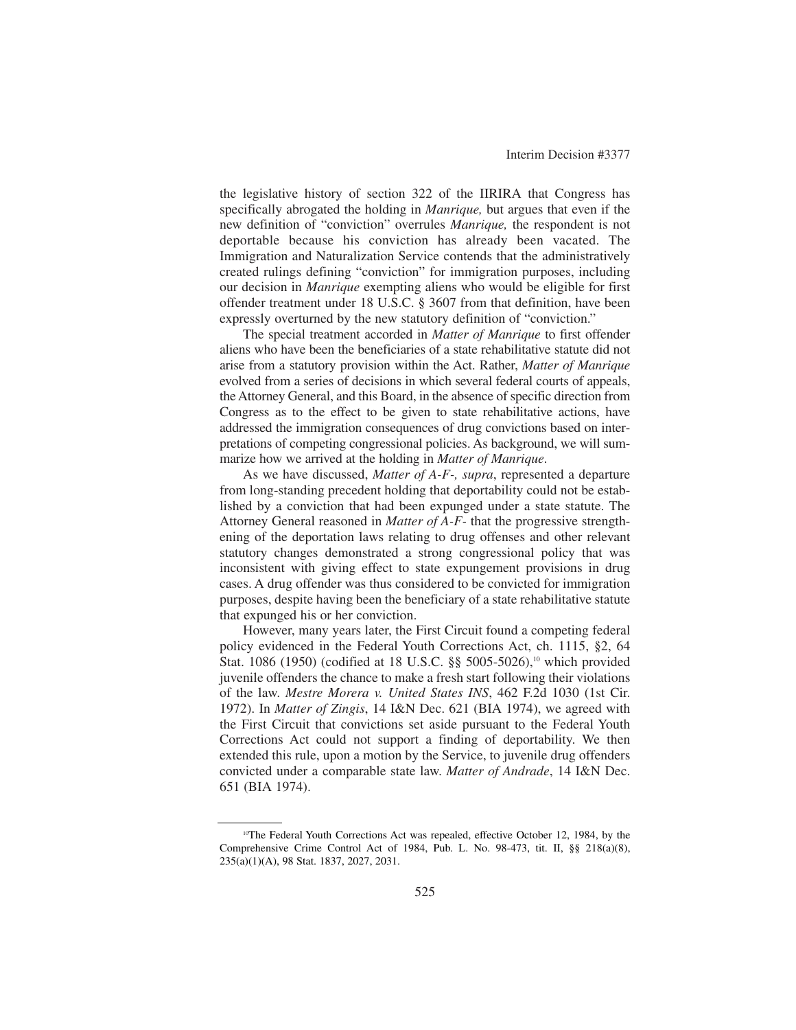the legislative history of section 322 of the IIRIRA that Congress has specifically abrogated the holding in *Manrique,* but argues that even if the new definition of "conviction" overrules *Manrique,* the respondent is not deportable because his conviction has already been vacated. The Immigration and Naturalization Service contends that the administratively created rulings defining "conviction" for immigration purposes, including our decision in *Manrique* exempting aliens who would be eligible for first offender treatment under 18 U.S.C. § 3607 from that definition, have been expressly overturned by the new statutory definition of "conviction."

The special treatment accorded in *Matter of Manrique* to first offender aliens who have been the beneficiaries of a state rehabilitative statute did not arise from a statutory provision within the Act. Rather, *Matter of Manrique* evolved from a series of decisions in which several federal courts of appeals, the Attorney General, and this Board, in the absence of specific direction from Congress as to the effect to be given to state rehabilitative actions, have addressed the immigration consequences of drug convictions based on interpretations of competing congressional policies. As background, we will summarize how we arrived at the holding in *Matter of Manrique*.

As we have discussed, *Matter of A-F-, supra*, represented a departure from long-standing precedent holding that deportability could not be established by a conviction that had been expunged under a state statute. The Attorney General reasoned in *Matter of A-F-* that the progressive strengthening of the deportation laws relating to drug offenses and other relevant statutory changes demonstrated a strong congressional policy that was inconsistent with giving effect to state expungement provisions in drug cases. A drug offender was thus considered to be convicted for immigration purposes, despite having been the beneficiary of a state rehabilitative statute that expunged his or her conviction.

However, many years later, the First Circuit found a competing federal policy evidenced in the Federal Youth Corrections Act, ch. 1115, §2, 64 Stat. 1086 (1950) (codified at 18 U.S.C. §§ 5005-5026),[10] which provided juvenile offenders the chance to make a fresh start following their violations of the law. *Mestre Morera v. United States INS*, 462 F.2d 1030 (1st Cir. 1972). In *Matter of Zingis*, 14 I&N Dec. 621 (BIA 1974), we agreed with the First Circuit that convictions set aside pursuant to the Federal Youth Corrections Act could not support a finding of deportability. We then extended this rule, upon a motion by the Service, to juvenile drug offenders convicted under a comparable state law. *Matter of Andrade*, 14 I&N Dec. 651 (BIA 1974).

---

[10]The Federal Youth Corrections Act was repealed, effective October 12, 1984, by the Comprehensive Crime Control Act of 1984, Pub. L. No. 98-473, tit. II, §§ 218(a)(8), 235(a)(1)(A), 98 Stat. 1837, 2027, 2031.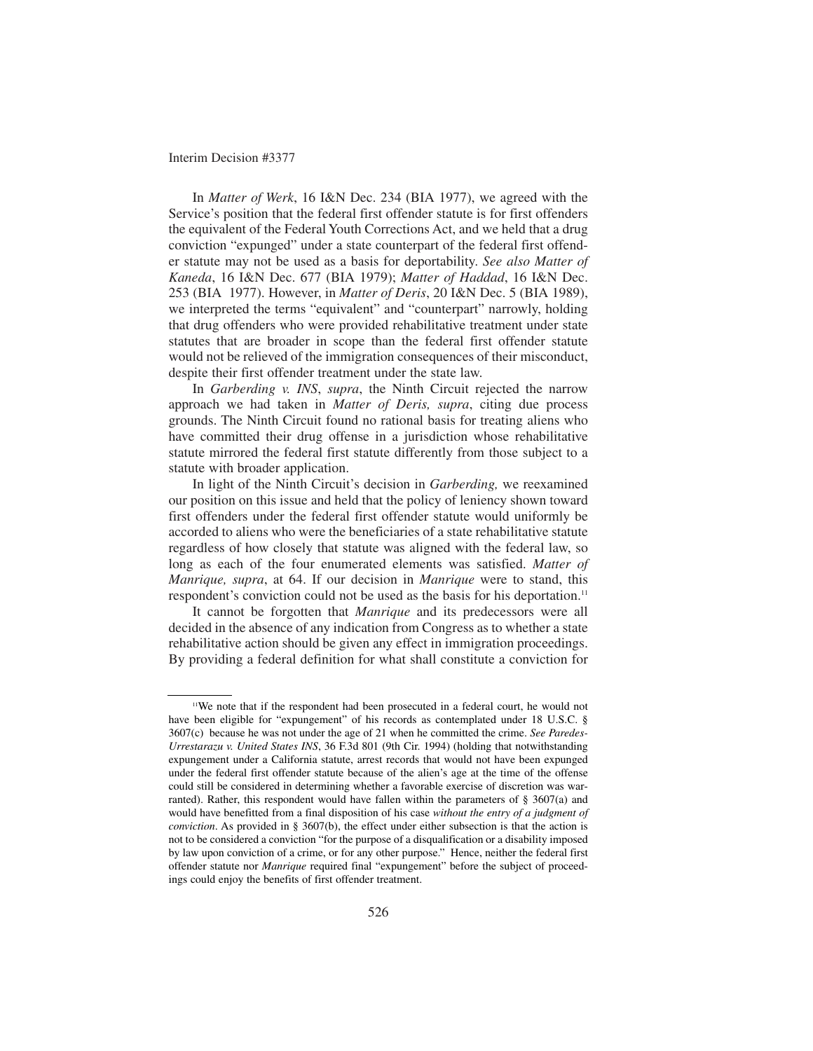In *Matter of Werk*, 16 I&N Dec. 234 (BIA 1977), we agreed with the Service's position that the federal first offender statute is for first offenders the equivalent of the Federal Youth Corrections Act, and we held that a drug conviction "expunged" under a state counterpart of the federal first offender statute may not be used as a basis for deportability. *See also Matter of Kaneda*, 16 I&N Dec. 677 (BIA 1979); *Matter of Haddad*, 16 I&N Dec. 253 (BIA 1977). However, in *Matter of Deris*, 20 I&N Dec. 5 (BIA 1989), we interpreted the terms "equivalent" and "counterpart" narrowly, holding that drug offenders who were provided rehabilitative treatment under state statutes that are broader in scope than the federal first offender statute would not be relieved of the immigration consequences of their misconduct, despite their first offender treatment under the state law.

In *Garberding v. INS*, *supra*, the Ninth Circuit rejected the narrow approach we had taken in *Matter of Deris, supra*, citing due process grounds. The Ninth Circuit found no rational basis for treating aliens who have committed their drug offense in a jurisdiction whose rehabilitative statute mirrored the federal first statute differently from those subject to a statute with broader application.

In light of the Ninth Circuit's decision in *Garberding,* we reexamined our position on this issue and held that the policy of leniency shown toward first offenders under the federal first offender statute would uniformly be accorded to aliens who were the beneficiaries of a state rehabilitative statute regardless of how closely that statute was aligned with the federal law, so long as each of the four enumerated elements was satisfied. *Matter of Manrique, supra*, at 64. If our decision in *Manrique* were to stand, this respondent's conviction could not be used as the basis for his deportation.[11]

It cannot be forgotten that *Manrique* and its predecessors were all decided in the absence of any indication from Congress as to whether a state rehabilitative action should be given any effect in immigration proceedings. By providing a federal definition for what shall constitute a conviction for

---

[11]We note that if the respondent had been prosecuted in a federal court, he would not have been eligible for "expungement" of his records as contemplated under 18 U.S.C. § 3607(c) because he was not under the age of 21 when he committed the crime. *See Paredes-Urrestarazu v. United States INS*, 36 F.3d 801 (9th Cir. 1994) (holding that notwithstanding expungement under a California statute, arrest records that would not have been expunged under the federal first offender statute because of the alien's age at the time of the offense could still be considered in determining whether a favorable exercise of discretion was warranted). Rather, this respondent would have fallen within the parameters of § 3607(a) and would have benefitted from a final disposition of his case *without the entry of a judgment of conviction*. As provided in § 3607(b), the effect under either subsection is that the action is not to be considered a conviction "for the purpose of a disqualification or a disability imposed by law upon conviction of a crime, or for any other purpose." Hence, neither the federal first offender statute nor *Manrique* required final "expungement" before the subject of proceedings could enjoy the benefits of first offender treatment.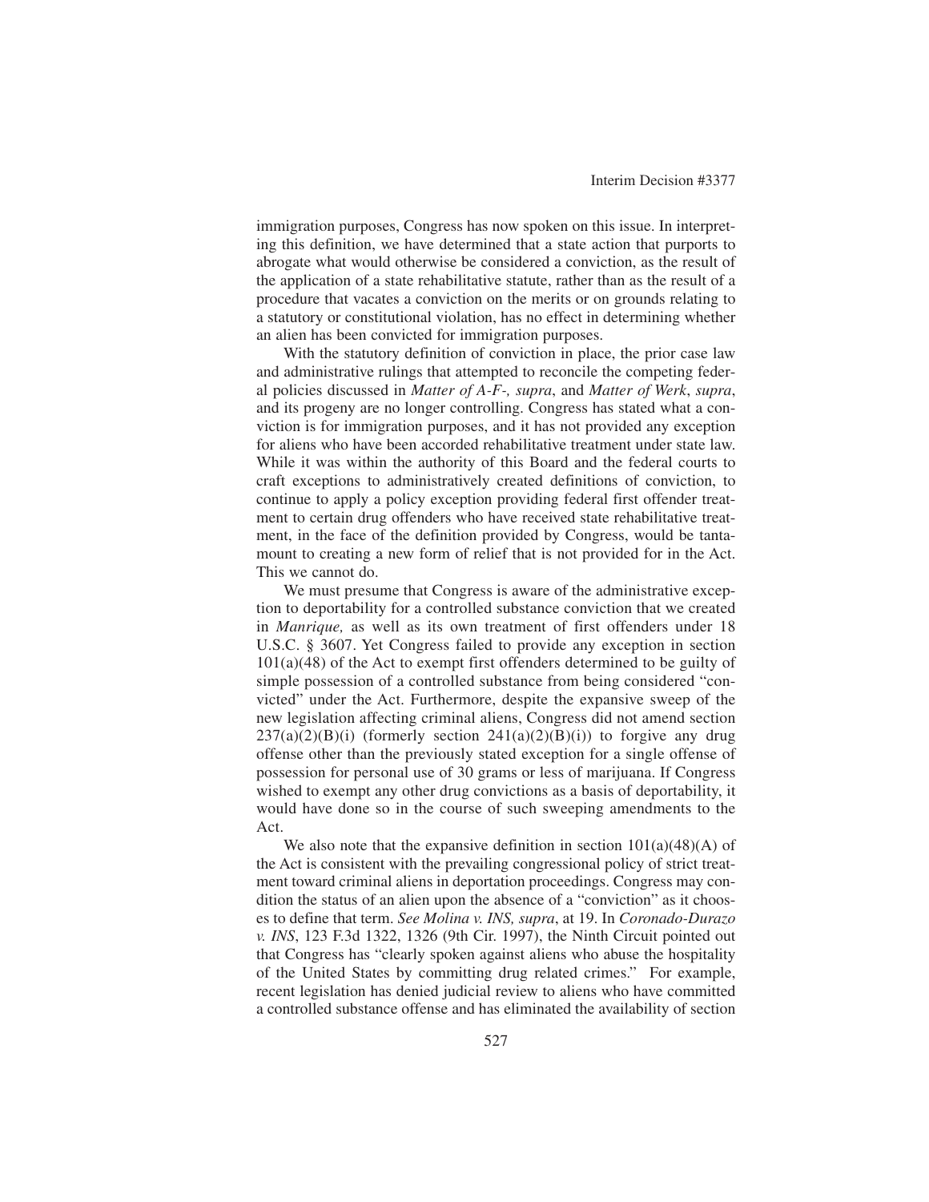immigration purposes, Congress has now spoken on this issue. In interpreting this definition, we have determined that a state action that purports to abrogate what would otherwise be considered a conviction, as the result of the application of a state rehabilitative statute, rather than as the result of a procedure that vacates a conviction on the merits or on grounds relating to a statutory or constitutional violation, has no effect in determining whether an alien has been convicted for immigration purposes.

With the statutory definition of conviction in place, the prior case law and administrative rulings that attempted to reconcile the competing federal policies discussed in *Matter of A-F-, supra*, and *Matter of Werk*, *supra*, and its progeny are no longer controlling. Congress has stated what a conviction is for immigration purposes, and it has not provided any exception for aliens who have been accorded rehabilitative treatment under state law. While it was within the authority of this Board and the federal courts to craft exceptions to administratively created definitions of conviction, to continue to apply a policy exception providing federal first offender treatment to certain drug offenders who have received state rehabilitative treatment, in the face of the definition provided by Congress, would be tantamount to creating a new form of relief that is not provided for in the Act. This we cannot do.

We must presume that Congress is aware of the administrative exception to deportability for a controlled substance conviction that we created in *Manrique,* as well as its own treatment of first offenders under 18 U.S.C. § 3607. Yet Congress failed to provide any exception in section 101(a)(48) of the Act to exempt first offenders determined to be guilty of simple possession of a controlled substance from being considered "convicted" under the Act. Furthermore, despite the expansive sweep of the new legislation affecting criminal aliens, Congress did not amend section 237(a)(2)(B)(i) (formerly section 241(a)(2)(B)(i)) to forgive any drug offense other than the previously stated exception for a single offense of possession for personal use of 30 grams or less of marijuana. If Congress wished to exempt any other drug convictions as a basis of deportability, it would have done so in the course of such sweeping amendments to the Act.

We also note that the expansive definition in section 101(a)(48)(A) of the Act is consistent with the prevailing congressional policy of strict treatment toward criminal aliens in deportation proceedings. Congress may condition the status of an alien upon the absence of a "conviction" as it chooses to define that term. *See Molina v. INS, supra*, at 19. In *Coronado-Durazo v. INS*, 123 F.3d 1322, 1326 (9th Cir. 1997), the Ninth Circuit pointed out that Congress has "clearly spoken against aliens who abuse the hospitality of the United States by committing drug related crimes." For example, recent legislation has denied judicial review to aliens who have committed a controlled substance offense and has eliminated the availability of section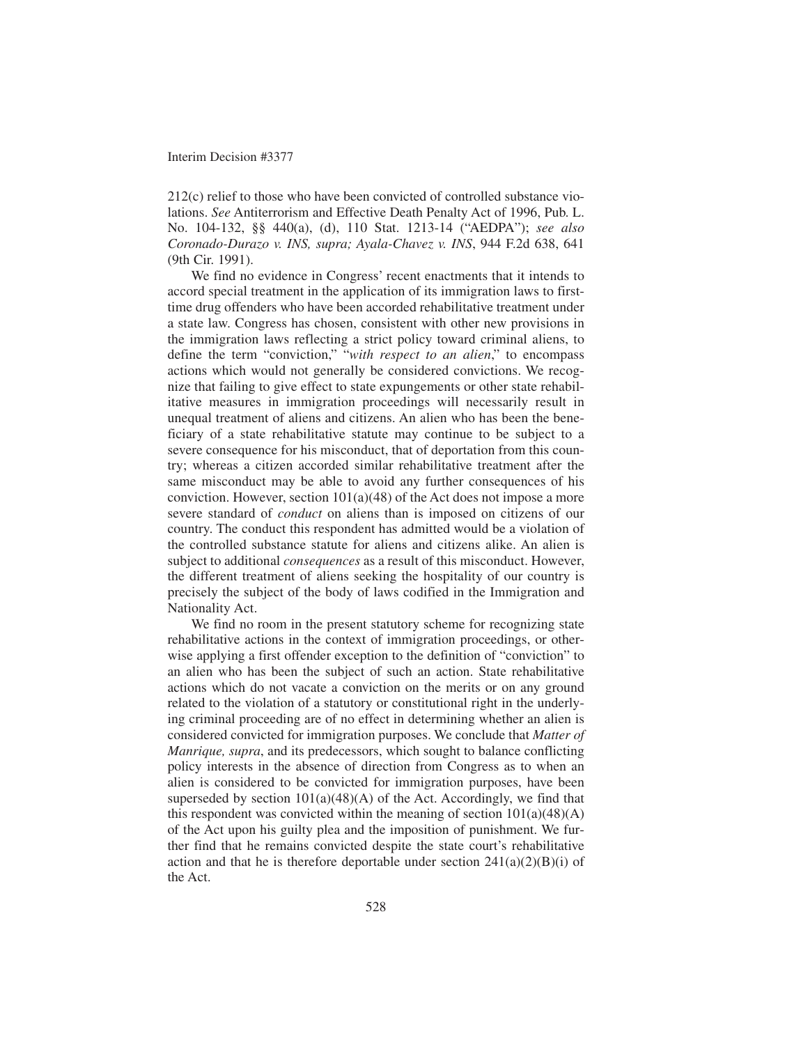212(c) relief to those who have been convicted of controlled substance violations. *See* Antiterrorism and Effective Death Penalty Act of 1996, Pub. L. No. 104-132, §§ 440(a), (d), 110 Stat. 1213-14 ("AEDPA"); *see also Coronado-Durazo v. INS, supra; Ayala-Chavez v. INS*, 944 F.2d 638, 641 (9th Cir. 1991).

We find no evidence in Congress' recent enactments that it intends to accord special treatment in the application of its immigration laws to first-time drug offenders who have been accorded rehabilitative treatment under a state law. Congress has chosen, consistent with other new provisions in the immigration laws reflecting a strict policy toward criminal aliens, to define the term "conviction," "*with respect to an alien*," to encompass actions which would not generally be considered convictions. We recognize that failing to give effect to state expungements or other state rehabilitative measures in immigration proceedings will necessarily result in unequal treatment of aliens and citizens. An alien who has been the beneficiary of a state rehabilitative statute may continue to be subject to a severe consequence for his misconduct, that of deportation from this country; whereas a citizen accorded similar rehabilitative treatment after the same misconduct may be able to avoid any further consequences of his conviction. However, section 101(a)(48) of the Act does not impose a more severe standard of *conduct* on aliens than is imposed on citizens of our country. The conduct this respondent has admitted would be a violation of the controlled substance statute for aliens and citizens alike. An alien is subject to additional *consequences* as a result of this misconduct. However, the different treatment of aliens seeking the hospitality of our country is precisely the subject of the body of laws codified in the Immigration and Nationality Act.

We find no room in the present statutory scheme for recognizing state rehabilitative actions in the context of immigration proceedings, or otherwise applying a first offender exception to the definition of "conviction" to an alien who has been the subject of such an action. State rehabilitative actions which do not vacate a conviction on the merits or on any ground related to the violation of a statutory or constitutional right in the underlying criminal proceeding are of no effect in determining whether an alien is considered convicted for immigration purposes. We conclude that *Matter of Manrique, supra*, and its predecessors, which sought to balance conflicting policy interests in the absence of direction from Congress as to when an alien is considered to be convicted for immigration purposes, have been superseded by section 101(a)(48)(A) of the Act. Accordingly, we find that this respondent was convicted within the meaning of section 101(a)(48)(A) of the Act upon his guilty plea and the imposition of punishment. We further find that he remains convicted despite the state court's rehabilitative action and that he is therefore deportable under section 241(a)(2)(B)(i) of the Act.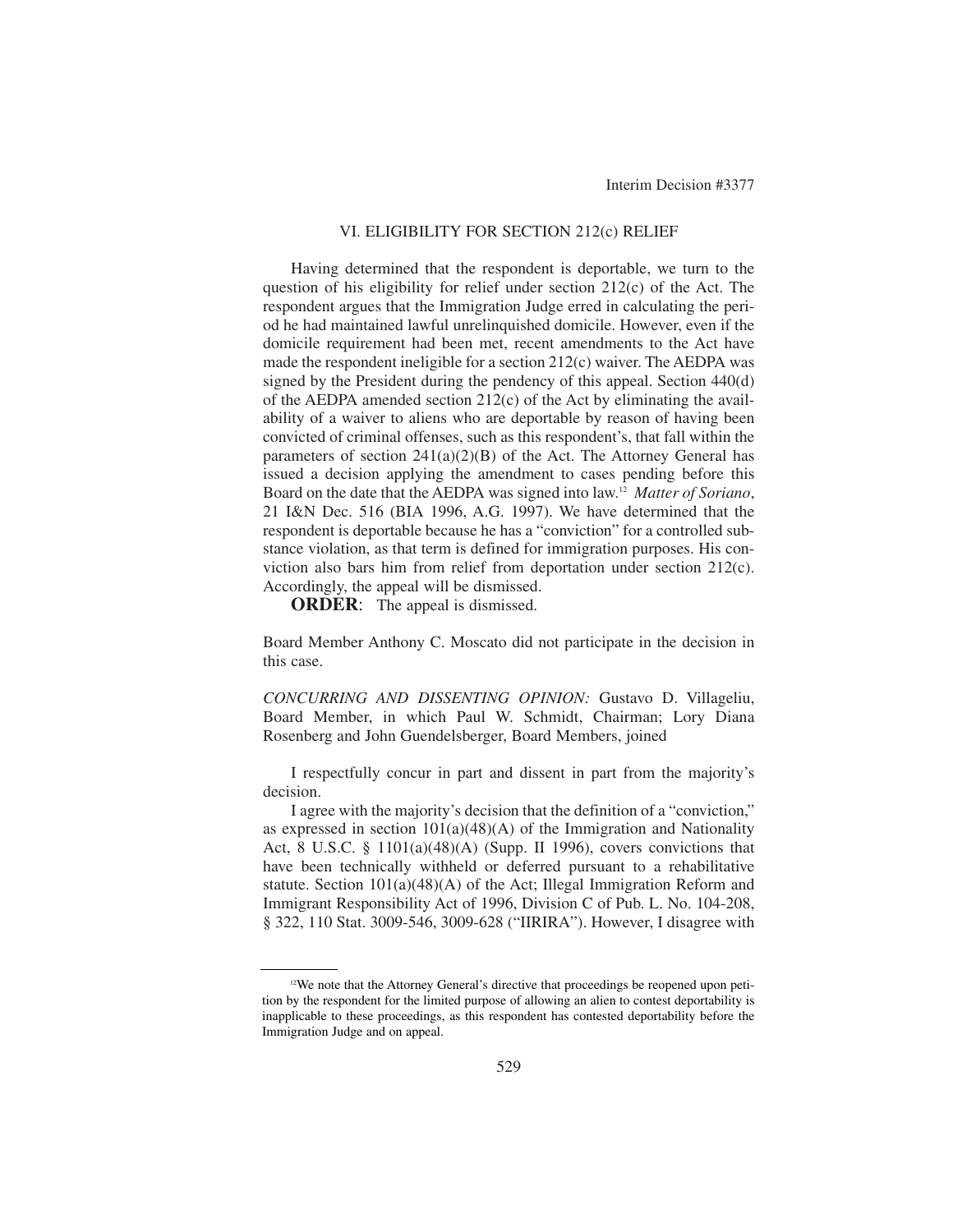## VI. ELIGIBILITY FOR SECTION 212(c) RELIEF

Having determined that the respondent is deportable, we turn to the question of his eligibility for relief under section 212(c) of the Act. The respondent argues that the Immigration Judge erred in calculating the period he had maintained lawful unrelinquished domicile. However, even if the domicile requirement had been met, recent amendments to the Act have made the respondent ineligible for a section 212(c) waiver. The AEDPA was signed by the President during the pendency of this appeal. Section 440(d) of the AEDPA amended section 212(c) of the Act by eliminating the availability of a waiver to aliens who are deportable by reason of having been convicted of criminal offenses, such as this respondent's, that fall within the parameters of section 241(a)(2)(B) of the Act. The Attorney General has issued a decision applying the amendment to cases pending before this Board on the date that the AEDPA was signed into law.[12] *Matter of Soriano*, 21 I&N Dec. 516 (BIA 1996, A.G. 1997). We have determined that the respondent is deportable because he has a "conviction" for a controlled substance violation, as that term is defined for immigration purposes. His conviction also bars him from relief from deportation under section 212(c). Accordingly, the appeal will be dismissed.

**ORDER**: The appeal is dismissed.

Board Member Anthony C. Moscato did not participate in the decision in this case.

*CONCURRING AND DISSENTING OPINION:* Gustavo D. Villageliu, Board Member, in which Paul W. Schmidt, Chairman; Lory Diana Rosenberg and John Guendelsberger, Board Members, joined

I respectfully concur in part and dissent in part from the majority's decision.

I agree with the majority's decision that the definition of a "conviction," as expressed in section 101(a)(48)(A) of the Immigration and Nationality Act, 8 U.S.C. § 1101(a)(48)(A) (Supp. II 1996), covers convictions that have been technically withheld or deferred pursuant to a rehabilitative statute. Section 101(a)(48)(A) of the Act; Illegal Immigration Reform and Immigrant Responsibility Act of 1996, Division C of Pub. L. No. 104-208, § 322, 110 Stat. 3009-546, 3009-628 ("IIRIRA"). However, I disagree with

---

[12] We note that the Attorney General's directive that proceedings be reopened upon petition by the respondent for the limited purpose of allowing an alien to contest deportability is inapplicable to these proceedings, as this respondent has contested deportability before the Immigration Judge and on appeal.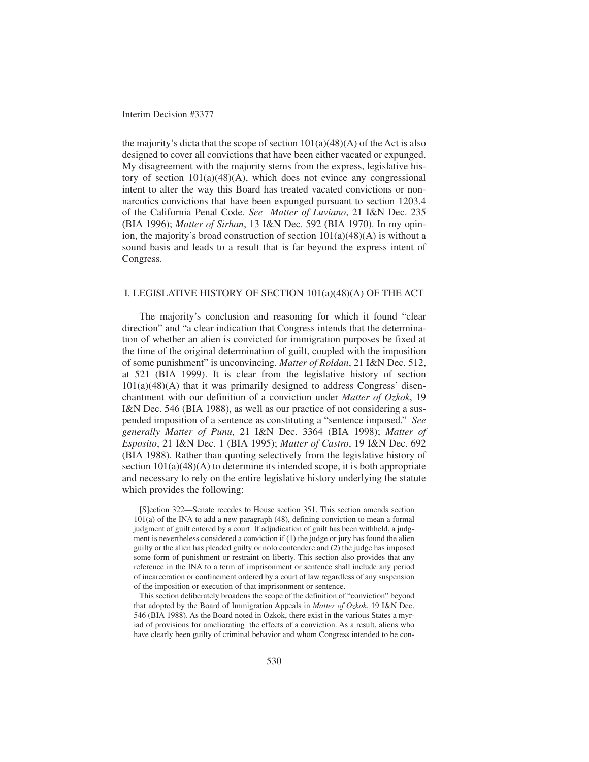the majority's dicta that the scope of section 101(a)(48)(A) of the Act is also designed to cover all convictions that have been either vacated or expunged. My disagreement with the majority stems from the express, legislative history of section 101(a)(48)(A), which does not evince any congressional intent to alter the way this Board has treated vacated convictions or nonnarcotics convictions that have been expunged pursuant to section 1203.4 of the California Penal Code. *See Matter of Luviano*, 21 I&N Dec. 235 (BIA 1996); *Matter of Sirhan*, 13 I&N Dec. 592 (BIA 1970). In my opinion, the majority's broad construction of section 101(a)(48)(A) is without a sound basis and leads to a result that is far beyond the express intent of Congress.

## I. LEGISLATIVE HISTORY OF SECTION 101(a)(48)(A) OF THE ACT

The majority's conclusion and reasoning for which it found "clear direction" and "a clear indication that Congress intends that the determination of whether an alien is convicted for immigration purposes be fixed at the time of the original determination of guilt, coupled with the imposition of some punishment" is unconvincing. *Matter of Roldan*, 21 I&N Dec. 512, at 521 (BIA 1999). It is clear from the legislative history of section 101(a)(48)(A) that it was primarily designed to address Congress' disenchantment with our definition of a conviction under *Matter of Ozkok*, 19 I&N Dec. 546 (BIA 1988), as well as our practice of not considering a suspended imposition of a sentence as constituting a "sentence imposed." *See generally Matter of Punu*, 21 I&N Dec. 3364 (BIA 1998); *Matter of Esposito*, 21 I&N Dec. 1 (BIA 1995); *Matter of Castro*, 19 I&N Dec. 692 (BIA 1988). Rather than quoting selectively from the legislative history of section 101(a)(48)(A) to determine its intended scope, it is both appropriate and necessary to rely on the entire legislative history underlying the statute which provides the following:

> [S]ection 322—Senate recedes to House section 351. This section amends section 101(a) of the INA to add a new paragraph (48), defining conviction to mean a formal judgment of guilt entered by a court. If adjudication of guilt has been withheld, a judgment is nevertheless considered a conviction if (1) the judge or jury has found the alien guilty or the alien has pleaded guilty or nolo contendere and (2) the judge has imposed some form of punishment or restraint on liberty. This section also provides that any reference in the INA to a term of imprisonment or sentence shall include any period of incarceration or confinement ordered by a court of law regardless of any suspension of the imposition or execution of that imprisonment or sentence.
>
> This section deliberately broadens the scope of the definition of "conviction" beyond that adopted by the Board of Immigration Appeals in *Matter of Ozkok*, 19 I&N Dec. 546 (BIA 1988). As the Board noted in Ozkok, there exist in the various States a myriad of provisions for ameliorating the effects of a conviction. As a result, aliens who have clearly been guilty of criminal behavior and whom Congress intended to be con-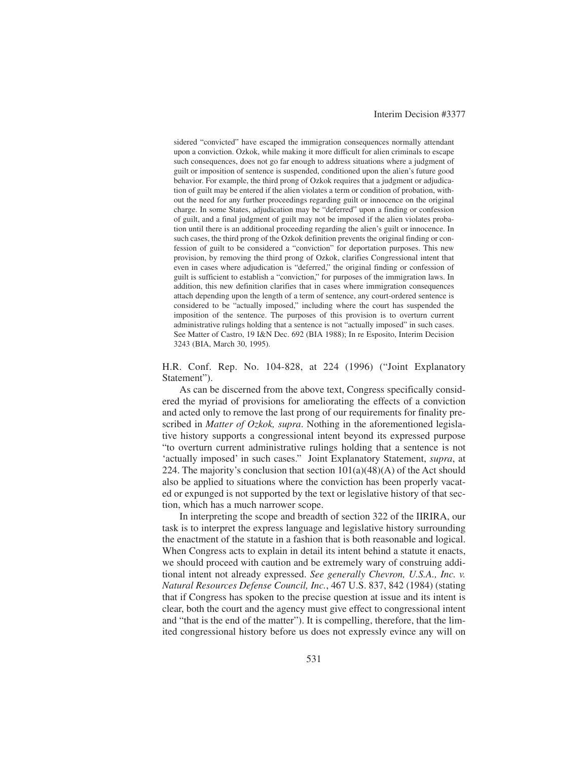sidered "convicted" have escaped the immigration consequences normally attendant upon a conviction. Ozkok, while making it more difficult for alien criminals to escape such consequences, does not go far enough to address situations where a judgment of guilt or imposition of sentence is suspended, conditioned upon the alien's future good behavior. For example, the third prong of Ozkok requires that a judgment or adjudication of guilt may be entered if the alien violates a term or condition of probation, without the need for any further proceedings regarding guilt or innocence on the original charge. In some States, adjudication may be "deferred" upon a finding or confession of guilt, and a final judgment of guilt may not be imposed if the alien violates probation until there is an additional proceeding regarding the alien's guilt or innocence. In such cases, the third prong of the Ozkok definition prevents the original finding or confession of guilt to be considered a "conviction" for deportation purposes. This new provision, by removing the third prong of Ozkok, clarifies Congressional intent that even in cases where adjudication is "deferred," the original finding or confession of guilt is sufficient to establish a "conviction," for purposes of the immigration laws. In addition, this new definition clarifies that in cases where immigration consequences attach depending upon the length of a term of sentence, any court-ordered sentence is considered to be "actually imposed," including where the court has suspended the imposition of the sentence. The purposes of this provision is to overturn current administrative rulings holding that a sentence is not "actually imposed" in such cases. See Matter of Castro, 19 I&N Dec. 692 (BIA 1988); In re Esposito, Interim Decision 3243 (BIA, March 30, 1995).

H.R. Conf. Rep. No. 104-828, at 224 (1996) ("Joint Explanatory Statement").

As can be discerned from the above text, Congress specifically considered the myriad of provisions for ameliorating the effects of a conviction and acted only to remove the last prong of our requirements for finality prescribed in *Matter of Ozkok, supra*. Nothing in the aforementioned legislative history supports a congressional intent beyond its expressed purpose "to overturn current administrative rulings holding that a sentence is not 'actually imposed' in such cases." Joint Explanatory Statement, *supra*, at 224. The majority's conclusion that section 101(a)(48)(A) of the Act should also be applied to situations where the conviction has been properly vacated or expunged is not supported by the text or legislative history of that section, which has a much narrower scope.

In interpreting the scope and breadth of section 322 of the IIRIRA, our task is to interpret the express language and legislative history surrounding the enactment of the statute in a fashion that is both reasonable and logical. When Congress acts to explain in detail its intent behind a statute it enacts, we should proceed with caution and be extremely wary of construing additional intent not already expressed. *See generally Chevron, U.S.A., Inc. v. Natural Resources Defense Council, Inc.*, 467 U.S. 837, 842 (1984) (stating that if Congress has spoken to the precise question at issue and its intent is clear, both the court and the agency must give effect to congressional intent and "that is the end of the matter"). It is compelling, therefore, that the limited congressional history before us does not expressly evince any will on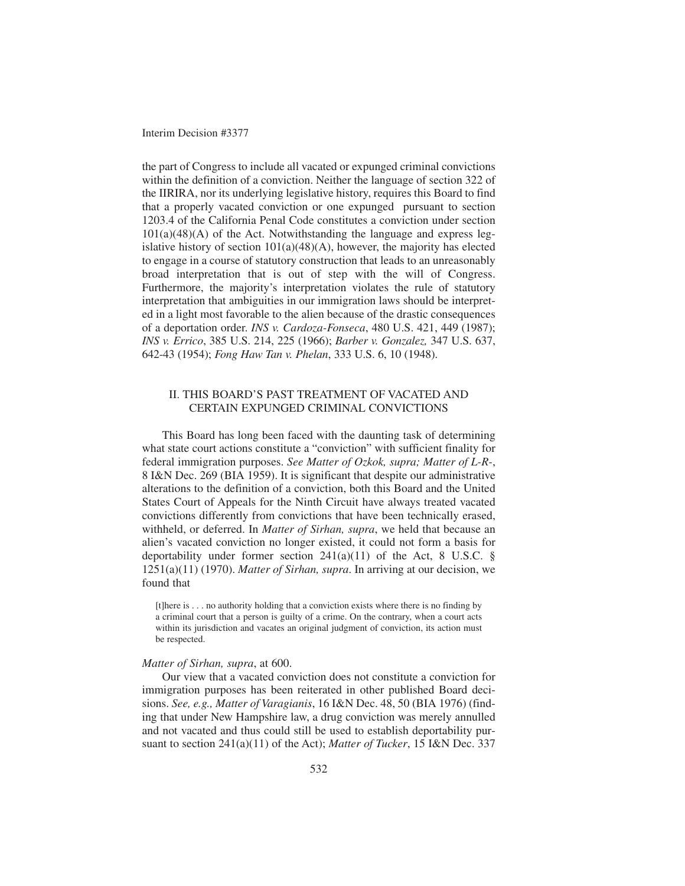the part of Congress to include all vacated or expunged criminal convictions within the definition of a conviction. Neither the language of section 322 of the IIRIRA, nor its underlying legislative history, requires this Board to find that a properly vacated conviction or one expunged pursuant to section 1203.4 of the California Penal Code constitutes a conviction under section 101(a)(48)(A) of the Act. Notwithstanding the language and express legislative history of section 101(a)(48)(A), however, the majority has elected to engage in a course of statutory construction that leads to an unreasonably broad interpretation that is out of step with the will of Congress. Furthermore, the majority's interpretation violates the rule of statutory interpretation that ambiguities in our immigration laws should be interpreted in a light most favorable to the alien because of the drastic consequences of a deportation order. *INS v. Cardoza-Fonseca*, 480 U.S. 421, 449 (1987); *INS v. Errico*, 385 U.S. 214, 225 (1966); *Barber v. Gonzalez,* 347 U.S. 637, 642-43 (1954); *Fong Haw Tan v. Phelan*, 333 U.S. 6, 10 (1948).

## II. THIS BOARD'S PAST TREATMENT OF VACATED AND CERTAIN EXPUNGED CRIMINAL CONVICTIONS

This Board has long been faced with the daunting task of determining what state court actions constitute a "conviction" with sufficient finality for federal immigration purposes. *See Matter of Ozkok, supra; Matter of L-R-*, 8 I&N Dec. 269 (BIA 1959). It is significant that despite our administrative alterations to the definition of a conviction, both this Board and the United States Court of Appeals for the Ninth Circuit have always treated vacated convictions differently from convictions that have been technically erased, withheld, or deferred. In *Matter of Sirhan, supra*, we held that because an alien's vacated conviction no longer existed, it could not form a basis for deportability under former section 241(a)(11) of the Act, 8 U.S.C. § 1251(a)(11) (1970). *Matter of Sirhan, supra*. In arriving at our decision, we found that

> [t]here is . . . no authority holding that a conviction exists where there is no finding by a criminal court that a person is guilty of a crime. On the contrary, when a court acts within its jurisdiction and vacates an original judgment of conviction, its action must be respected.

*Matter of Sirhan, supra*, at 600.

Our view that a vacated conviction does not constitute a conviction for immigration purposes has been reiterated in other published Board decisions. *See, e.g., Matter of Varagianis*, 16 I&N Dec. 48, 50 (BIA 1976) (finding that under New Hampshire law, a drug conviction was merely annulled and not vacated and thus could still be used to establish deportability pursuant to section 241(a)(11) of the Act); *Matter of Tucker*, 15 I&N Dec. 337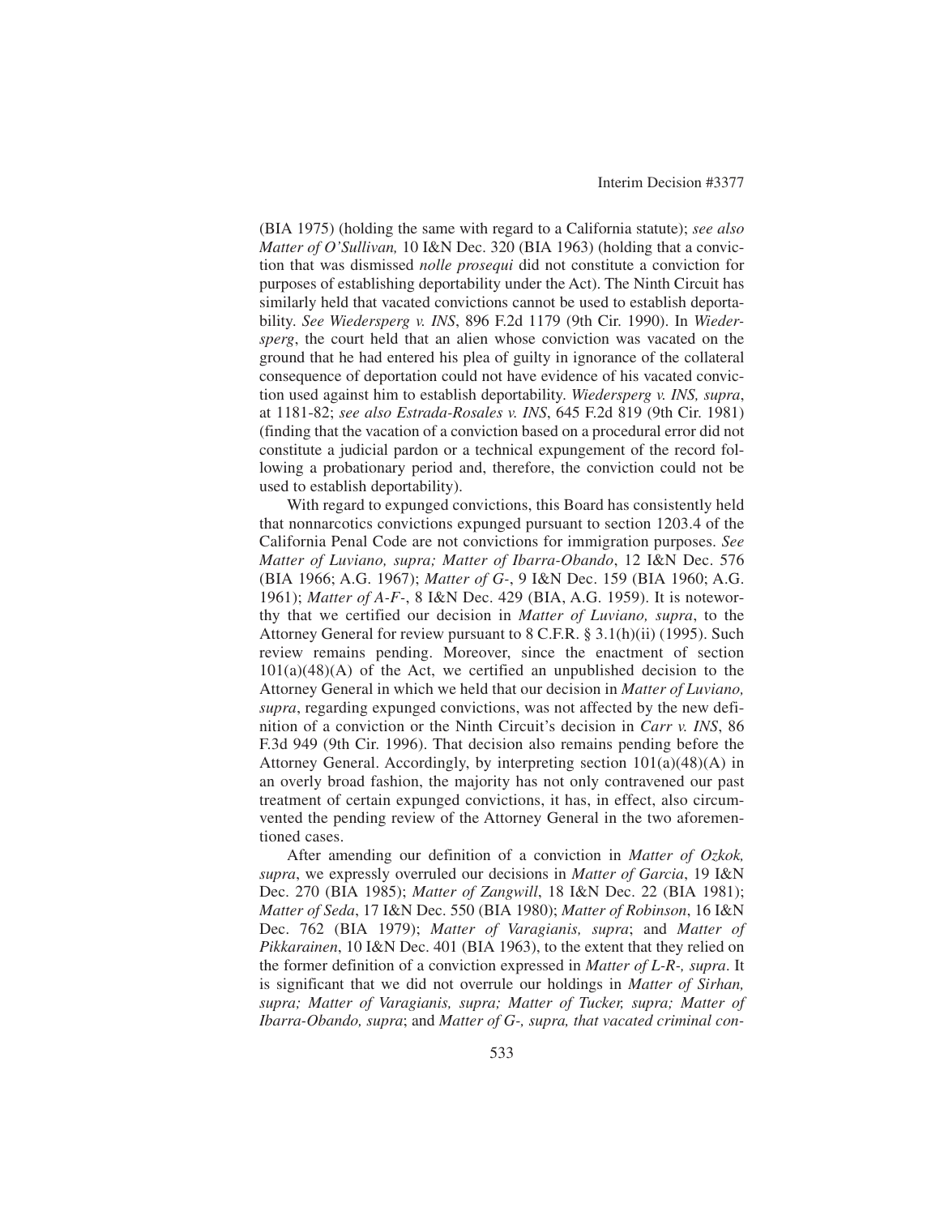(BIA 1975) (holding the same with regard to a California statute); *see also Matter of O'Sullivan,* 10 I&N Dec. 320 (BIA 1963) (holding that a conviction that was dismissed *nolle prosequi* did not constitute a conviction for purposes of establishing deportability under the Act). The Ninth Circuit has similarly held that vacated convictions cannot be used to establish deportability. *See Wiedersperg v. INS*, 896 F.2d 1179 (9th Cir. 1990). In *Wiedersperg*, the court held that an alien whose conviction was vacated on the ground that he had entered his plea of guilty in ignorance of the collateral consequence of deportation could not have evidence of his vacated conviction used against him to establish deportability. *Wiedersperg v. INS, supra*, at 1181-82; *see also Estrada-Rosales v. INS*, 645 F.2d 819 (9th Cir. 1981) (finding that the vacation of a conviction based on a procedural error did not constitute a judicial pardon or a technical expungement of the record following a probationary period and, therefore, the conviction could not be used to establish deportability).

With regard to expunged convictions, this Board has consistently held that nonnarcotics convictions expunged pursuant to section 1203.4 of the California Penal Code are not convictions for immigration purposes. *See Matter of Luviano, supra*; *Matter of Ibarra-Obando*, 12 I&N Dec. 576 (BIA 1966; A.G. 1967); *Matter of G-*, 9 I&N Dec. 159 (BIA 1960; A.G. 1961); *Matter of A-F-*, 8 I&N Dec. 429 (BIA, A.G. 1959). It is noteworthy that we certified our decision in *Matter of Luviano, supra*, to the Attorney General for review pursuant to 8 C.F.R. § 3.1(h)(ii) (1995). Such review remains pending. Moreover, since the enactment of section 101(a)(48)(A) of the Act, we certified an unpublished decision to the Attorney General in which we held that our decision in *Matter of Luviano, supra*, regarding expunged convictions, was not affected by the new definition of a conviction or the Ninth Circuit's decision in *Carr v. INS*, 86 F.3d 949 (9th Cir. 1996). That decision also remains pending before the Attorney General. Accordingly, by interpreting section 101(a)(48)(A) in an overly broad fashion, the majority has not only contravened our past treatment of certain expunged convictions, it has, in effect, also circumvented the pending review of the Attorney General in the two aforementioned cases.

After amending our definition of a conviction in *Matter of Ozkok, supra*, we expressly overruled our decisions in *Matter of Garcia*, 19 I&N Dec. 270 (BIA 1985); *Matter of Zangwill*, 18 I&N Dec. 22 (BIA 1981); *Matter of Seda*, 17 I&N Dec. 550 (BIA 1980); *Matter of Robinson*, 16 I&N Dec. 762 (BIA 1979); *Matter of Varagianis, supra*; and *Matter of Pikkarainen*, 10 I&N Dec. 401 (BIA 1963), to the extent that they relied on the former definition of a conviction expressed in *Matter of L-R-, supra*. It is significant that we did not overrule our holdings in *Matter of Sirhan, supra; Matter of Varagianis, supra; Matter of Tucker, supra; Matter of Ibarra-Obando, supra*; and *Matter of G-, supra, that vacated criminal con-*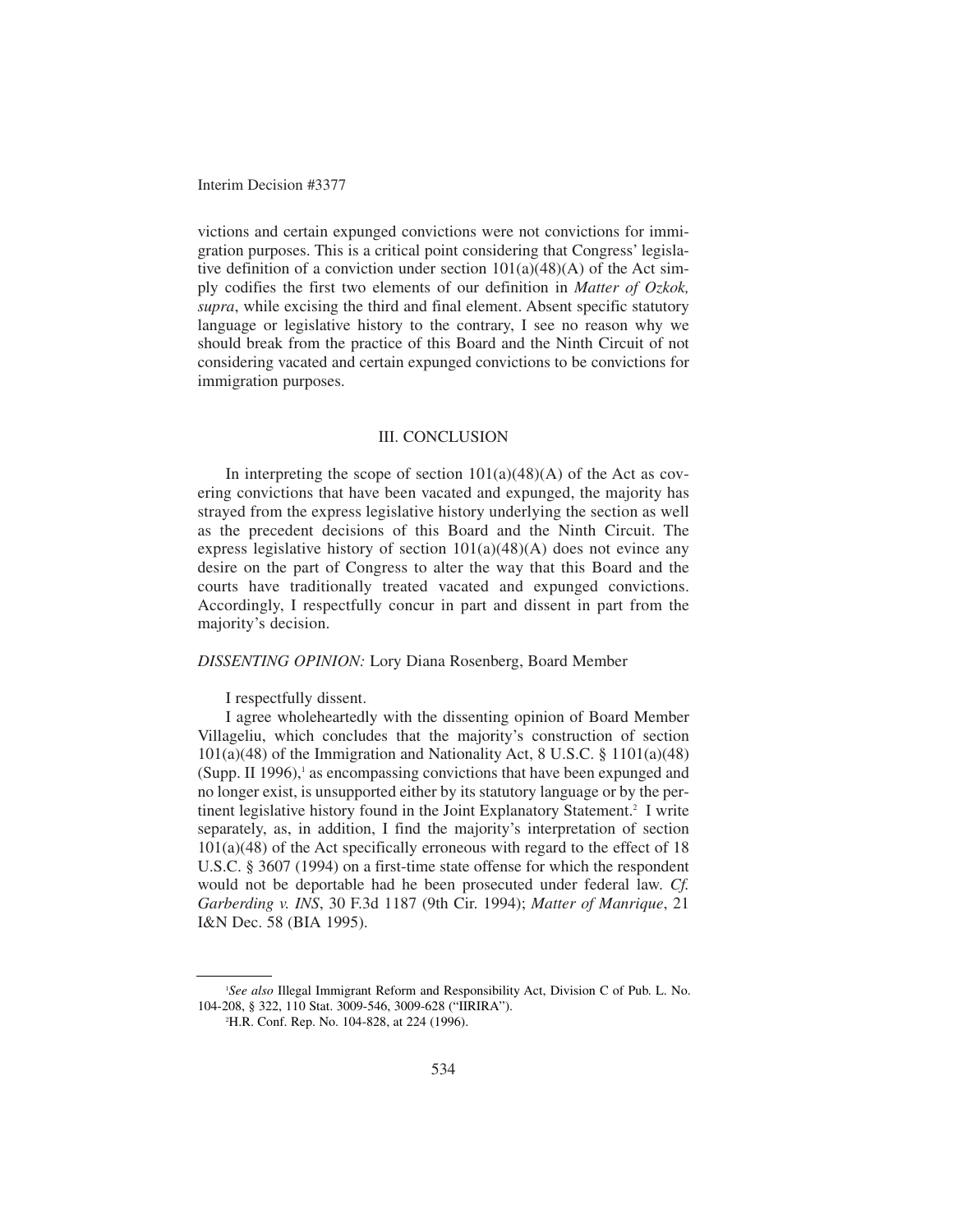victions and certain expunged convictions were not convictions for immigration purposes. This is a critical point considering that Congress' legislative definition of a conviction under section 101(a)(48)(A) of the Act simply codifies the first two elements of our definition in *Matter of Ozkok, supra*, while excising the third and final element. Absent specific statutory language or legislative history to the contrary, I see no reason why we should break from the practice of this Board and the Ninth Circuit of not considering vacated and certain expunged convictions to be convictions for immigration purposes.

## III. CONCLUSION

In interpreting the scope of section 101(a)(48)(A) of the Act as covering convictions that have been vacated and expunged, the majority has strayed from the express legislative history underlying the section as well as the precedent decisions of this Board and the Ninth Circuit. The express legislative history of section 101(a)(48)(A) does not evince any desire on the part of Congress to alter the way that this Board and the courts have traditionally treated vacated and expunged convictions. Accordingly, I respectfully concur in part and dissent in part from the majority's decision.

*DISSENTING OPINION:* Lory Diana Rosenberg, Board Member

I respectfully dissent.

I agree wholeheartedly with the dissenting opinion of Board Member Villageliu, which concludes that the majority's construction of section 101(a)(48) of the Immigration and Nationality Act, 8 U.S.C. § 1101(a)(48) (Supp. II 1996),[1] as encompassing convictions that have been expunged and no longer exist, is unsupported either by its statutory language or by the pertinent legislative history found in the Joint Explanatory Statement.[2] I write separately, as, in addition, I find the majority's interpretation of section 101(a)(48) of the Act specifically erroneous with regard to the effect of 18 U.S.C. § 3607 (1994) on a first-time state offense for which the respondent would not be deportable had he been prosecuted under federal law. *Cf. Garberding v. INS*, 30 F.3d 1187 (9th Cir. 1994); *Matter of Manrique*, 21 I&N Dec. 58 (BIA 1995).

---

[1] *See also* Illegal Immigrant Reform and Responsibility Act, Division C of Pub. L. No. 104-208, § 322, 110 Stat. 3009-546, 3009-628 ("IIRIRA").

[2] H.R. Conf. Rep. No. 104-828, at 224 (1996).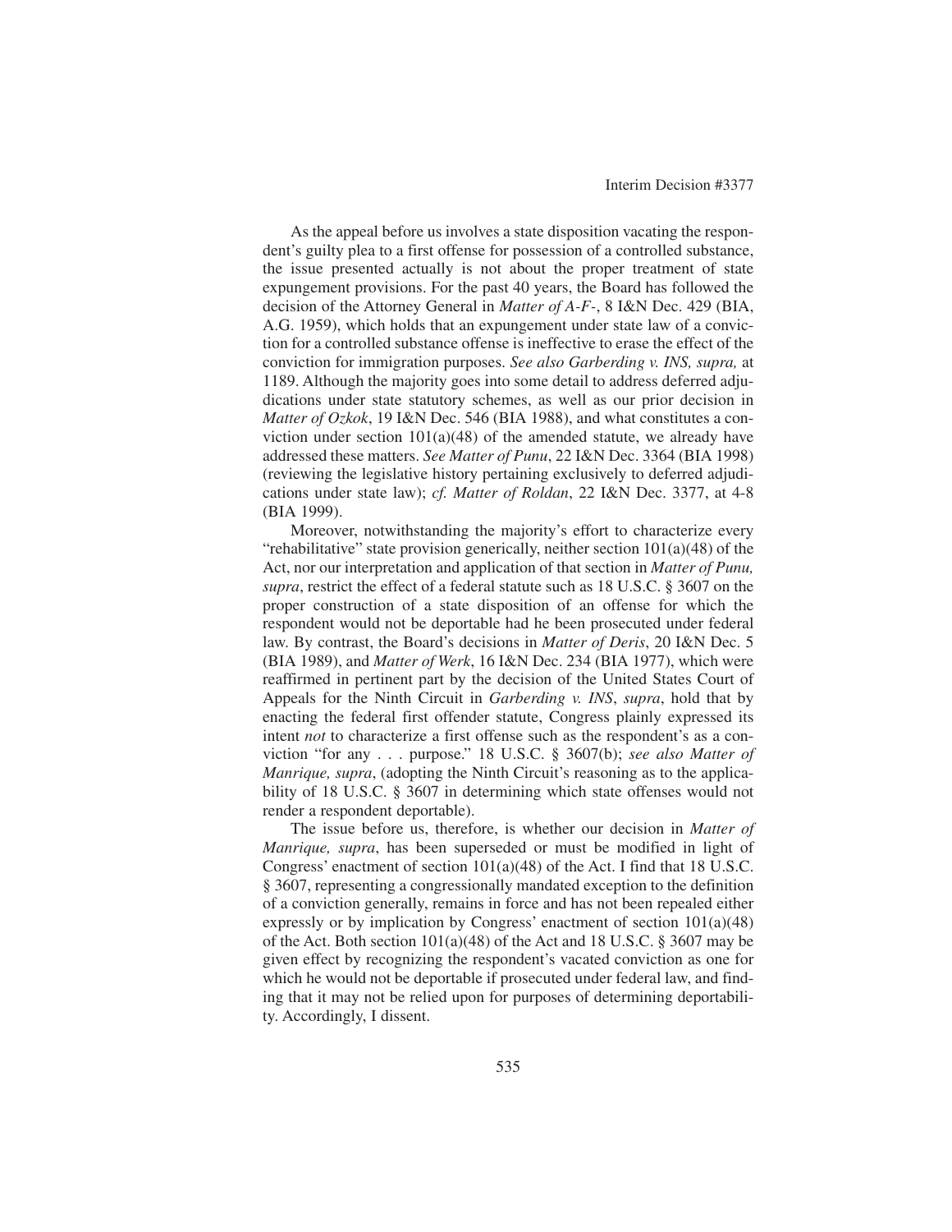As the appeal before us involves a state disposition vacating the respondent's guilty plea to a first offense for possession of a controlled substance, the issue presented actually is not about the proper treatment of state expungement provisions. For the past 40 years, the Board has followed the decision of the Attorney General in *Matter of A-F-*, 8 I&N Dec. 429 (BIA, A.G. 1959), which holds that an expungement under state law of a conviction for a controlled substance offense is ineffective to erase the effect of the conviction for immigration purposes. *See also Garberding v. INS, supra,* at 1189. Although the majority goes into some detail to address deferred adjudications under state statutory schemes, as well as our prior decision in *Matter of Ozkok*, 19 I&N Dec. 546 (BIA 1988), and what constitutes a conviction under section 101(a)(48) of the amended statute, we already have addressed these matters. *See Matter of Punu*, 22 I&N Dec. 3364 (BIA 1998) (reviewing the legislative history pertaining exclusively to deferred adjudications under state law); *cf. Matter of Roldan*, 22 I&N Dec. 3377, at 4-8 (BIA 1999).

Moreover, notwithstanding the majority's effort to characterize every "rehabilitative" state provision generically, neither section 101(a)(48) of the Act, nor our interpretation and application of that section in *Matter of Punu, supra*, restrict the effect of a federal statute such as 18 U.S.C. § 3607 on the proper construction of a state disposition of an offense for which the respondent would not be deportable had he been prosecuted under federal law. By contrast, the Board's decisions in *Matter of Deris*, 20 I&N Dec. 5 (BIA 1989), and *Matter of Werk*, 16 I&N Dec. 234 (BIA 1977), which were reaffirmed in pertinent part by the decision of the United States Court of Appeals for the Ninth Circuit in *Garberding v. INS*, *supra*, hold that by enacting the federal first offender statute, Congress plainly expressed its intent *not* to characterize a first offense such as the respondent's as a conviction "for any . . . purpose." 18 U.S.C. § 3607(b); *see also Matter of Manrique, supra*, (adopting the Ninth Circuit's reasoning as to the applicability of 18 U.S.C. § 3607 in determining which state offenses would not render a respondent deportable).

The issue before us, therefore, is whether our decision in *Matter of Manrique, supra*, has been superseded or must be modified in light of Congress' enactment of section 101(a)(48) of the Act. I find that 18 U.S.C. § 3607, representing a congressionally mandated exception to the definition of a conviction generally, remains in force and has not been repealed either expressly or by implication by Congress' enactment of section 101(a)(48) of the Act. Both section 101(a)(48) of the Act and 18 U.S.C. § 3607 may be given effect by recognizing the respondent's vacated conviction as one for which he would not be deportable if prosecuted under federal law, and finding that it may not be relied upon for purposes of determining deportability. Accordingly, I dissent.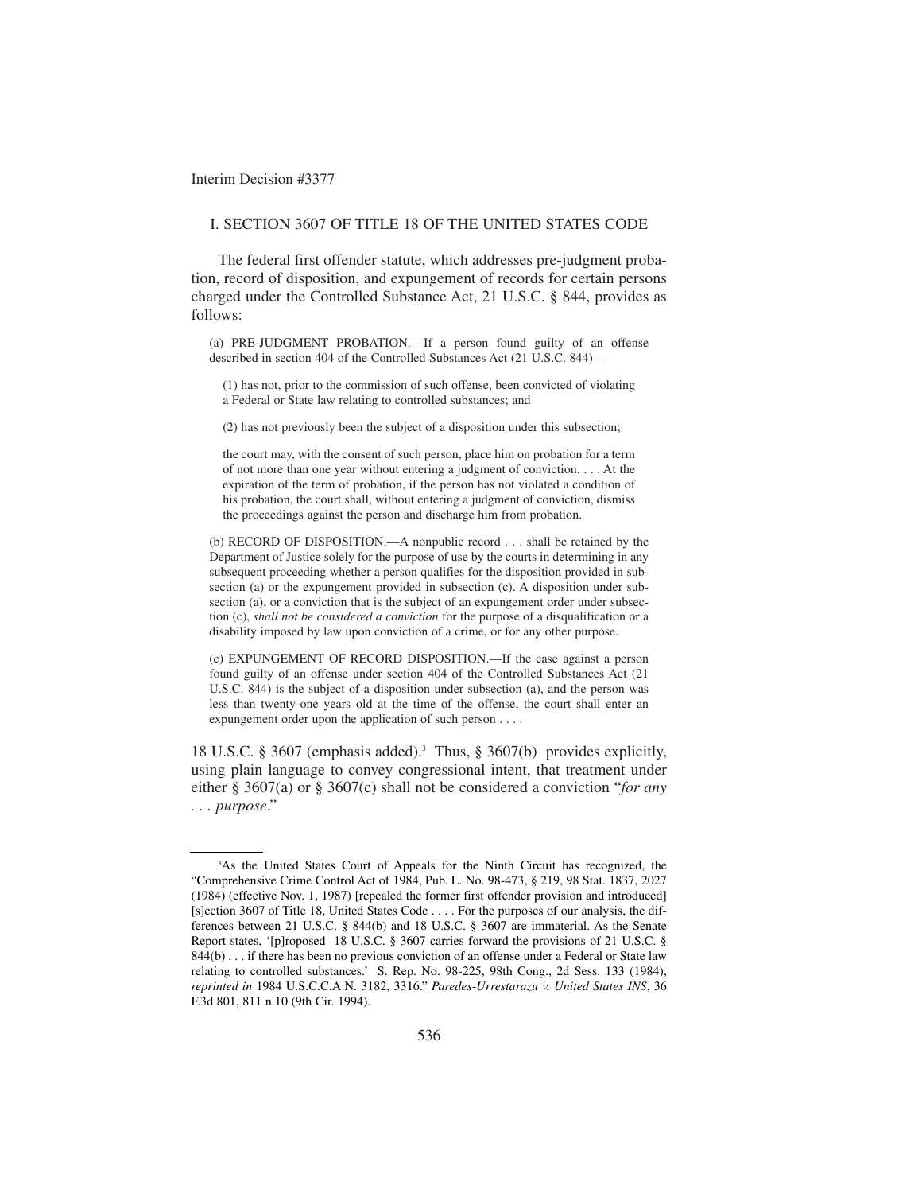## I. SECTION 3607 OF TITLE 18 OF THE UNITED STATES CODE

The federal first offender statute, which addresses pre-judgment probation, record of disposition, and expungement of records for certain persons charged under the Controlled Substance Act, 21 U.S.C. § 844, provides as follows:

> (a) PRE-JUDGMENT PROBATION.—If a person found guilty of an offense described in section 404 of the Controlled Substances Act (21 U.S.C. 844)—
>
> > (1) has not, prior to the commission of such offense, been convicted of violating a Federal or State law relating to controlled substances; and
> >
> > (2) has not previously been the subject of a disposition under this subsection;
> >
> > the court may, with the consent of such person, place him on probation for a term of not more than one year without entering a judgment of conviction. . . . At the expiration of the term of probation, if the person has not violated a condition of his probation, the court shall, without entering a judgment of conviction, dismiss the proceedings against the person and discharge him from probation.
>
> (b) RECORD OF DISPOSITION.—A nonpublic record . . . shall be retained by the Department of Justice solely for the purpose of use by the courts in determining in any subsequent proceeding whether a person qualifies for the disposition provided in subsection (a) or the expungement provided in subsection (c). A disposition under subsection (a), or a conviction that is the subject of an expungement order under subsection (c), *shall not be considered a conviction* for the purpose of a disqualification or a disability imposed by law upon conviction of a crime, or for any other purpose.
>
> (c) EXPUNGEMENT OF RECORD DISPOSITION.—If the case against a person found guilty of an offense under section 404 of the Controlled Substances Act (21 U.S.C. 844) is the subject of a disposition under subsection (a), and the person was less than twenty-one years old at the time of the offense, the court shall enter an expungement order upon the application of such person . . . .

18 U.S.C. § 3607 (emphasis added).[3] Thus, § 3607(b) provides explicitly, using plain language to convey congressional intent, that treatment under either § 3607(a) or § 3607(c) shall not be considered a conviction "*for any . . . purpose*."

---

[3]As the United States Court of Appeals for the Ninth Circuit has recognized, the "Comprehensive Crime Control Act of 1984, Pub. L. No. 98-473, § 219, 98 Stat. 1837, 2027 (1984) (effective Nov. 1, 1987) [repealed the former first offender provision and introduced] [s]ection 3607 of Title 18, United States Code . . . . For the purposes of our analysis, the differences between 21 U.S.C. § 844(b) and 18 U.S.C. § 3607 are immaterial. As the Senate Report states, '[p]roposed 18 U.S.C. § 3607 carries forward the provisions of 21 U.S.C. § 844(b) . . . if there has been no previous conviction of an offense under a Federal or State law relating to controlled substances.' S. Rep. No. 98-225, 98th Cong., 2d Sess. 133 (1984), *reprinted in* 1984 U.S.C.C.A.N. 3182, 3316." *Paredes-Urrestarazu v. United States INS*, 36 F.3d 801, 811 n.10 (9th Cir. 1994).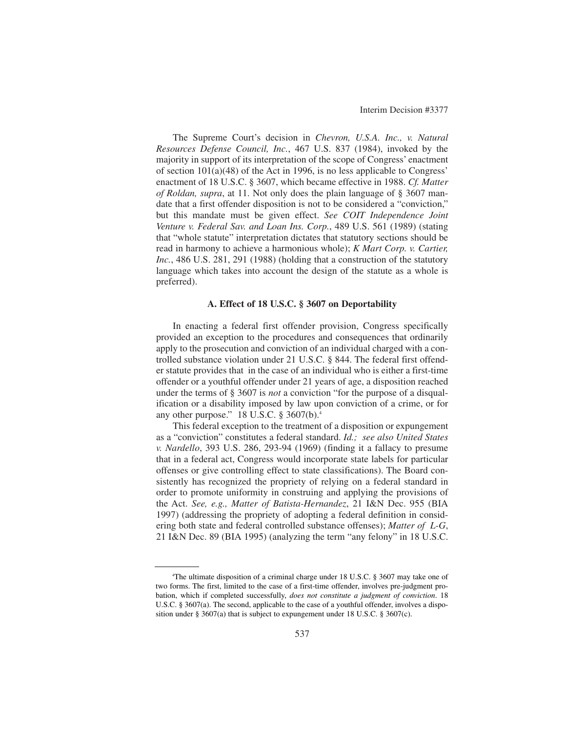The Supreme Court's decision in *Chevron, U.S.A. Inc., v. Natural Resources Defense Council, Inc.*, 467 U.S. 837 (1984), invoked by the majority in support of its interpretation of the scope of Congress' enactment of section 101(a)(48) of the Act in 1996, is no less applicable to Congress' enactment of 18 U.S.C. § 3607, which became effective in 1988. *Cf. Matter of Roldan, supra*, at 11. Not only does the plain language of § 3607 mandate that a first offender disposition is not to be considered a "conviction," but this mandate must be given effect. *See COIT Independence Joint Venture v. Federal Sav. and Loan Ins. Corp.*, 489 U.S. 561 (1989) (stating that "whole statute" interpretation dictates that statutory sections should be read in harmony to achieve a harmonious whole); *K Mart Corp. v. Cartier, Inc.*, 486 U.S. 281, 291 (1988) (holding that a construction of the statutory language which takes into account the design of the statute as a whole is preferred).

### A. Effect of 18 U.S.C. § 3607 on Deportability

In enacting a federal first offender provision, Congress specifically provided an exception to the procedures and consequences that ordinarily apply to the prosecution and conviction of an individual charged with a controlled substance violation under 21 U.S.C. § 844. The federal first offender statute provides that in the case of an individual who is either a first-time offender or a youthful offender under 21 years of age, a disposition reached under the terms of § 3607 is *not* a conviction "for the purpose of a disqualification or a disability imposed by law upon conviction of a crime, or for any other purpose." 18 U.S.C. § 3607(b).[4]

This federal exception to the treatment of a disposition or expungement as a "conviction" constitutes a federal standard. *Id.; see also United States v. Nardello*, 393 U.S. 286, 293-94 (1969) (finding it a fallacy to presume that in a federal act, Congress would incorporate state labels for particular offenses or give controlling effect to state classifications). The Board consistently has recognized the propriety of relying on a federal standard in order to promote uniformity in construing and applying the provisions of the Act. *See, e.g., Matter of Batista-Hernandez*, 21 I&N Dec. 955 (BIA 1997) (addressing the propriety of adopting a federal definition in considering both state and federal controlled substance offenses); *Matter of L-G*, 21 I&N Dec. 89 (BIA 1995) (analyzing the term "any felony" in 18 U.S.C.

---

[4]The ultimate disposition of a criminal charge under 18 U.S.C. § 3607 may take one of two forms. The first, limited to the case of a first-time offender, involves pre-judgment probation, which if completed successfully, *does not constitute a judgment of conviction*. 18 U.S.C. § 3607(a). The second, applicable to the case of a youthful offender, involves a disposition under § 3607(a) that is subject to expungement under 18 U.S.C. § 3607(c).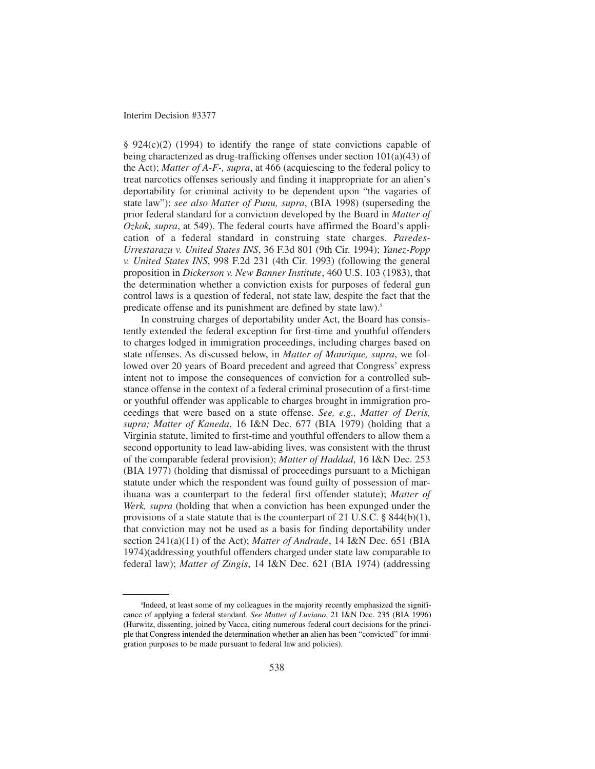§ 924(c)(2) (1994) to identify the range of state convictions capable of being characterized as drug-trafficking offenses under section 101(a)(43) of the Act); *Matter of A-F-, supra*, at 466 (acquiescing to the federal policy to treat narcotics offenses seriously and finding it inappropriate for an alien's deportability for criminal activity to be dependent upon "the vagaries of state law"); *see also Matter of Punu, supra*, (BIA 1998) (superseding the prior federal standard for a conviction developed by the Board in *Matter of Ozkok, supra*, at 549). The federal courts have affirmed the Board's application of a federal standard in construing state charges. *Paredes-Urrestarazu v. United States INS*, 36 F.3d 801 (9th Cir. 1994); *Yanez-Popp v. United States INS*, 998 F.2d 231 (4th Cir. 1993) (following the general proposition in *Dickerson v. New Banner Institute*, 460 U.S. 103 (1983), that the determination whether a conviction exists for purposes of federal gun control laws is a question of federal, not state law, despite the fact that the predicate offense and its punishment are defined by state law).[5]

In construing charges of deportability under Act, the Board has consistently extended the federal exception for first-time and youthful offenders to charges lodged in immigration proceedings, including charges based on state offenses. As discussed below, in *Matter of Manrique, supra*, we followed over 20 years of Board precedent and agreed that Congress' express intent not to impose the consequences of conviction for a controlled substance offense in the context of a federal criminal prosecution of a first-time or youthful offender was applicable to charges brought in immigration proceedings that were based on a state offense. *See, e.g., Matter of Deris, supra; Matter of Kaneda*, 16 I&N Dec. 677 (BIA 1979) (holding that a Virginia statute, limited to first-time and youthful offenders to allow them a second opportunity to lead law-abiding lives, was consistent with the thrust of the comparable federal provision); *Matter of Haddad*, 16 I&N Dec. 253 (BIA 1977) (holding that dismissal of proceedings pursuant to a Michigan statute under which the respondent was found guilty of possession of marihuana was a counterpart to the federal first offender statute); *Matter of Werk, supra* (holding that when a conviction has been expunged under the provisions of a state statute that is the counterpart of 21 U.S.C. § 844(b)(1), that conviction may not be used as a basis for finding deportability under section 241(a)(11) of the Act); *Matter of Andrade*, 14 I&N Dec. 651 (BIA 1974)(addressing youthful offenders charged under state law comparable to federal law); *Matter of Zingis*, 14 I&N Dec. 621 (BIA 1974) (addressing

[5]Indeed, at least some of my colleagues in the majority recently emphasized the significance of applying a federal standard. *See Matter of Luviano*, 21 I&N Dec. 235 (BIA 1996) (Hurwitz, dissenting, joined by Vacca, citing numerous federal court decisions for the principle that Congress intended the determination whether an alien has been "convicted" for immigration purposes to be made pursuant to federal law and policies).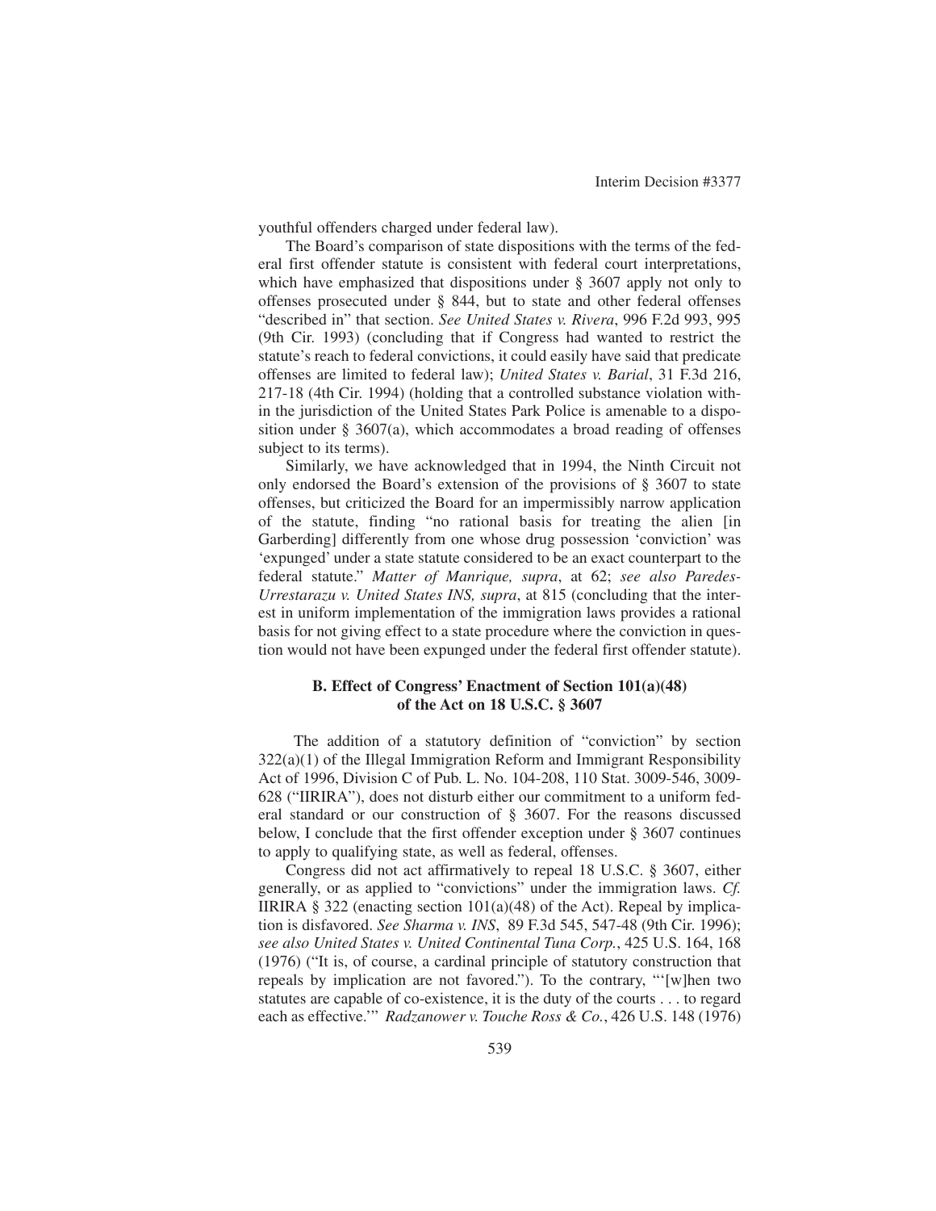youthful offenders charged under federal law).

The Board's comparison of state dispositions with the terms of the federal first offender statute is consistent with federal court interpretations, which have emphasized that dispositions under § 3607 apply not only to offenses prosecuted under § 844, but to state and other federal offenses "described in" that section. *See United States v. Rivera*, 996 F.2d 993, 995 (9th Cir. 1993) (concluding that if Congress had wanted to restrict the statute's reach to federal convictions, it could easily have said that predicate offenses are limited to federal law); *United States v. Barial*, 31 F.3d 216, 217-18 (4th Cir. 1994) (holding that a controlled substance violation within the jurisdiction of the United States Park Police is amenable to a disposition under § 3607(a), which accommodates a broad reading of offenses subject to its terms).

Similarly, we have acknowledged that in 1994, the Ninth Circuit not only endorsed the Board's extension of the provisions of § 3607 to state offenses, but criticized the Board for an impermissibly narrow application of the statute, finding "no rational basis for treating the alien [in Garberding] differently from one whose drug possession 'conviction' was 'expunged' under a state statute considered to be an exact counterpart to the federal statute." *Matter of Manrique, supra*, at 62; *see also Paredes-Urrestarazu v. United States INS, supra*, at 815 (concluding that the interest in uniform implementation of the immigration laws provides a rational basis for not giving effect to a state procedure where the conviction in question would not have been expunged under the federal first offender statute).

### B. Effect of Congress' Enactment of Section 101(a)(48) of the Act on 18 U.S.C. § 3607

The addition of a statutory definition of "conviction" by section 322(a)(1) of the Illegal Immigration Reform and Immigrant Responsibility Act of 1996, Division C of Pub. L. No. 104-208, 110 Stat. 3009-546, 3009-628 ("IIRIRA"), does not disturb either our commitment to a uniform federal standard or our construction of § 3607. For the reasons discussed below, I conclude that the first offender exception under § 3607 continues to apply to qualifying state, as well as federal, offenses.

Congress did not act affirmatively to repeal 18 U.S.C. § 3607, either generally, or as applied to "convictions" under the immigration laws. *Cf.* IIRIRA § 322 (enacting section 101(a)(48) of the Act). Repeal by implication is disfavored. *See Sharma v. INS*, 89 F.3d 545, 547-48 (9th Cir. 1996); *see also United States v. United Continental Tuna Corp.*, 425 U.S. 164, 168 (1976) ("It is, of course, a cardinal principle of statutory construction that repeals by implication are not favored."). To the contrary, "'[w]hen two statutes are capable of co-existence, it is the duty of the courts . . . to regard each as effective.'" *Radzanower v. Touche Ross & Co.*, 426 U.S. 148 (1976)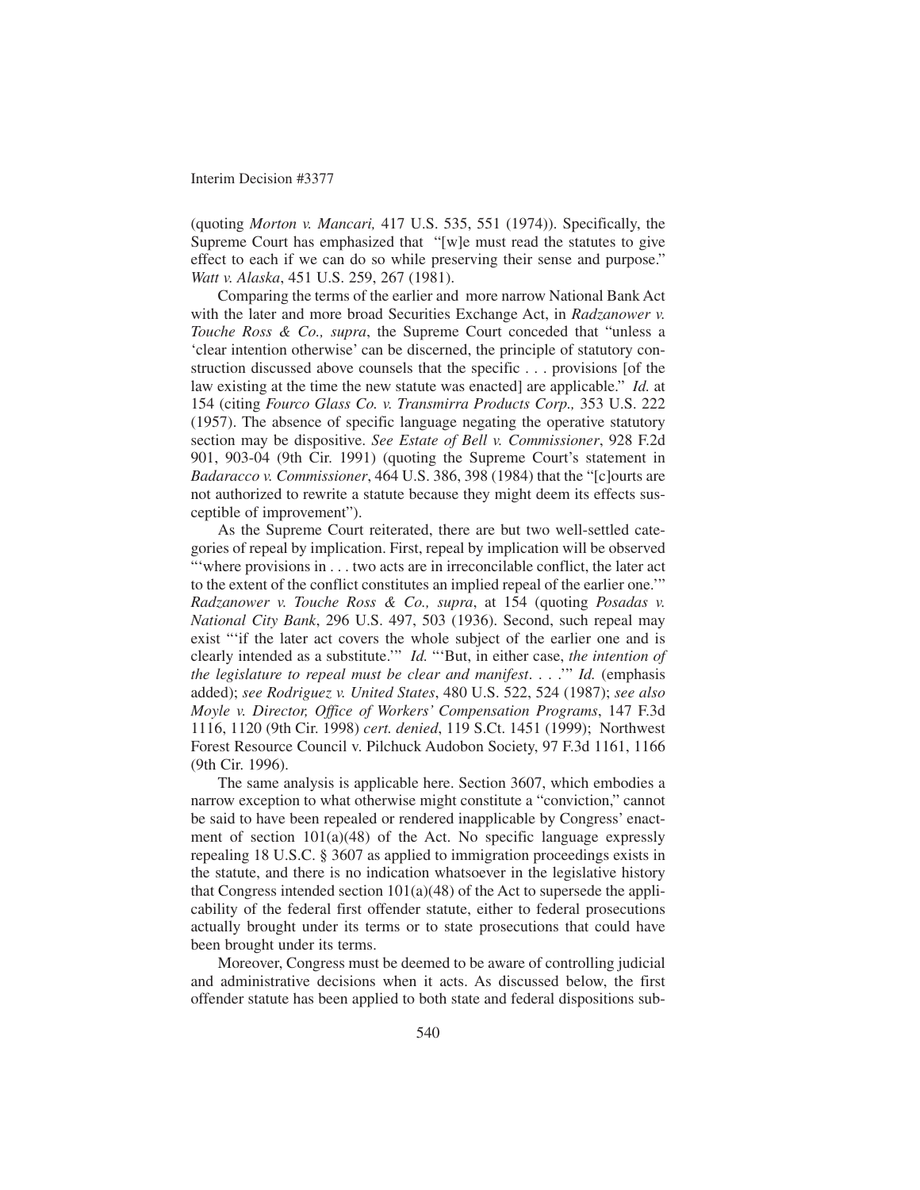(quoting *Morton v. Mancari,* 417 U.S. 535, 551 (1974)). Specifically, the Supreme Court has emphasized that "[w]e must read the statutes to give effect to each if we can do so while preserving their sense and purpose." *Watt v. Alaska*, 451 U.S. 259, 267 (1981).

Comparing the terms of the earlier and more narrow National Bank Act with the later and more broad Securities Exchange Act, in *Radzanower v. Touche Ross & Co., supra*, the Supreme Court conceded that "unless a 'clear intention otherwise' can be discerned, the principle of statutory construction discussed above counsels that the specific . . . provisions [of the law existing at the time the new statute was enacted] are applicable." *Id.* at 154 (citing *Fourco Glass Co. v. Transmirra Products Corp.,* 353 U.S. 222 (1957). The absence of specific language negating the operative statutory section may be dispositive. *See Estate of Bell v. Commissioner*, 928 F.2d 901, 903-04 (9th Cir. 1991) (quoting the Supreme Court's statement in *Badaracco v. Commissioner*, 464 U.S. 386, 398 (1984) that the "[c]ourts are not authorized to rewrite a statute because they might deem its effects susceptible of improvement").

As the Supreme Court reiterated, there are but two well-settled categories of repeal by implication. First, repeal by implication will be observed "'where provisions in . . . two acts are in irreconcilable conflict, the later act to the extent of the conflict constitutes an implied repeal of the earlier one.'" *Radzanower v. Touche Ross & Co., supra*, at 154 (quoting *Posadas v. National City Bank*, 296 U.S. 497, 503 (1936). Second, such repeal may exist "'if the later act covers the whole subject of the earlier one and is clearly intended as a substitute.'" *Id.* "'But, in either case, *the intention of the legislature to repeal must be clear and manifest*. . . .'" *Id.* (emphasis added); *see Rodriguez v. United States*, 480 U.S. 522, 524 (1987); *see also Moyle v. Director, Office of Workers' Compensation Programs*, 147 F.3d 1116, 1120 (9th Cir. 1998) *cert. denied*, 119 S.Ct. 1451 (1999); Northwest Forest Resource Council v. Pilchuck Audobon Society, 97 F.3d 1161, 1166 (9th Cir. 1996).

The same analysis is applicable here. Section 3607, which embodies a narrow exception to what otherwise might constitute a "conviction," cannot be said to have been repealed or rendered inapplicable by Congress' enactment of section 101(a)(48) of the Act. No specific language expressly repealing 18 U.S.C. § 3607 as applied to immigration proceedings exists in the statute, and there is no indication whatsoever in the legislative history that Congress intended section 101(a)(48) of the Act to supersede the applicability of the federal first offender statute, either to federal prosecutions actually brought under its terms or to state prosecutions that could have been brought under its terms.

Moreover, Congress must be deemed to be aware of controlling judicial and administrative decisions when it acts. As discussed below, the first offender statute has been applied to both state and federal dispositions sub-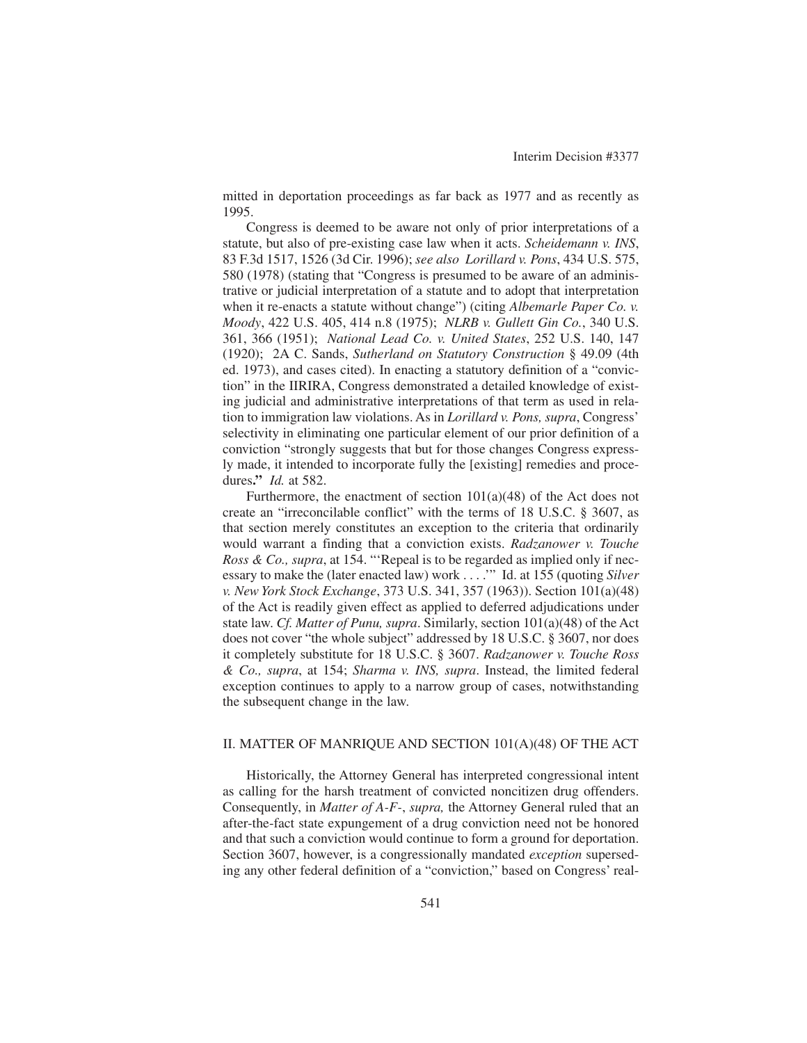mitted in deportation proceedings as far back as 1977 and as recently as 1995.

Congress is deemed to be aware not only of prior interpretations of a statute, but also of pre-existing case law when it acts. *Scheidemann v. INS*, 83 F.3d 1517, 1526 (3d Cir. 1996); *see also Lorillard v. Pons*, 434 U.S. 575, 580 (1978) (stating that "Congress is presumed to be aware of an administrative or judicial interpretation of a statute and to adopt that interpretation when it re-enacts a statute without change") (citing *Albemarle Paper Co. v. Moody*, 422 U.S. 405, 414 n.8 (1975); *NLRB v. Gullett Gin Co.*, 340 U.S. 361, 366 (1951); *National Lead Co. v. United States*, 252 U.S. 140, 147 (1920); 2A C. Sands, *Sutherland on Statutory Construction* § 49.09 (4th ed. 1973), and cases cited). In enacting a statutory definition of a "conviction" in the IIRIRA, Congress demonstrated a detailed knowledge of existing judicial and administrative interpretations of that term as used in relation to immigration law violations. As in *Lorillard v. Pons, supra*, Congress' selectivity in eliminating one particular element of our prior definition of a conviction "strongly suggests that but for those changes Congress expressly made, it intended to incorporate fully the [existing] remedies and procedures**."** *Id.* at 582.

Furthermore, the enactment of section 101(a)(48) of the Act does not create an "irreconcilable conflict" with the terms of 18 U.S.C. § 3607, as that section merely constitutes an exception to the criteria that ordinarily would warrant a finding that a conviction exists. *Radzanower v. Touche Ross & Co., supra*, at 154. "'Repeal is to be regarded as implied only if necessary to make the (later enacted law) work . . . .'" Id. at 155 (quoting *Silver v. New York Stock Exchange*, 373 U.S. 341, 357 (1963)). Section 101(a)(48) of the Act is readily given effect as applied to deferred adjudications under state law. *Cf. Matter of Punu, supra*. Similarly, section 101(a)(48) of the Act does not cover "the whole subject" addressed by 18 U.S.C. § 3607, nor does it completely substitute for 18 U.S.C. § 3607. *Radzanower v. Touche Ross & Co., supra*, at 154; *Sharma v. INS, supra*. Instead, the limited federal exception continues to apply to a narrow group of cases, notwithstanding the subsequent change in the law.

## II. MATTER OF MANRIQUE AND SECTION 101(A)(48) OF THE ACT

Historically, the Attorney General has interpreted congressional intent as calling for the harsh treatment of convicted noncitizen drug offenders. Consequently, in *Matter of A-F-*, *supra,* the Attorney General ruled that an after-the-fact state expungement of a drug conviction need not be honored and that such a conviction would continue to form a ground for deportation. Section 3607, however, is a congressionally mandated *exception* superseding any other federal definition of a "conviction," based on Congress' real-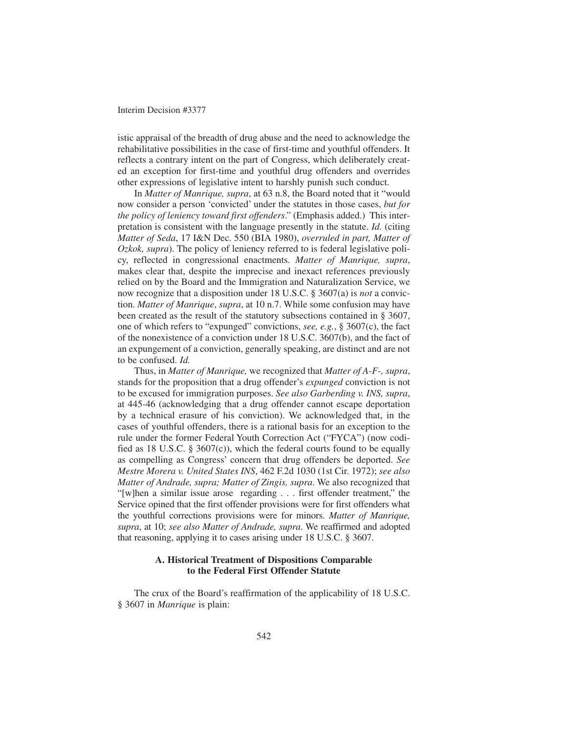istic appraisal of the breadth of drug abuse and the need to acknowledge the rehabilitative possibilities in the case of first-time and youthful offenders. It reflects a contrary intent on the part of Congress, which deliberately created an exception for first-time and youthful drug offenders and overrides other expressions of legislative intent to harshly punish such conduct.

In *Matter of Manrique, supra*, at 63 n.8, the Board noted that it "would now consider a person 'convicted' under the statutes in those cases, *but for the policy of leniency toward first offenders*." (Emphasis added.) This interpretation is consistent with the language presently in the statute. *Id.* (citing *Matter of Seda*, 17 I&N Dec. 550 (BIA 1980), *overruled in part, Matter of Ozkok, supra*). The policy of leniency referred to is federal legislative policy, reflected in congressional enactments. *Matter of Manrique, supra*, makes clear that, despite the imprecise and inexact references previously relied on by the Board and the Immigration and Naturalization Service, we now recognize that a disposition under 18 U.S.C. § 3607(a) is *not* a conviction. *Matter of Manrique*, *supra*, at 10 n.7. While some confusion may have been created as the result of the statutory subsections contained in § 3607, one of which refers to "expunged" convictions, *see, e.g.*, § 3607(c), the fact of the nonexistence of a conviction under 18 U.S.C. 3607(b), and the fact of an expungement of a conviction, generally speaking, are distinct and are not to be confused. *Id.*

Thus, in *Matter of Manrique,* we recognized that *Matter of A-F-, supra*, stands for the proposition that a drug offender's *expunged* conviction is not to be excused for immigration purposes. *See also Garberding v. INS, supra*, at 445-46 (acknowledging that a drug offender cannot escape deportation by a technical erasure of his conviction). We acknowledged that, in the cases of youthful offenders, there is a rational basis for an exception to the rule under the former Federal Youth Correction Act ("FYCA") (now codified as 18 U.S.C. § 3607(c)), which the federal courts found to be equally as compelling as Congress' concern that drug offenders be deported. *See Mestre Morera v. United States INS*, 462 F.2d 1030 (1st Cir. 1972); *see also Matter of Andrade, supra; Matter of Zingis, supra*. We also recognized that "[w]hen a similar issue arose regarding . . . first offender treatment," the Service opined that the first offender provisions were for first offenders what the youthful corrections provisions were for minors. *Matter of Manrique, supra*, at 10; *see also Matter of Andrade, supra*. We reaffirmed and adopted that reasoning, applying it to cases arising under 18 U.S.C. § 3607.

### A. Historical Treatment of Dispositions Comparable to the Federal First Offender Statute

The crux of the Board's reaffirmation of the applicability of 18 U.S.C. § 3607 in *Manrique* is plain: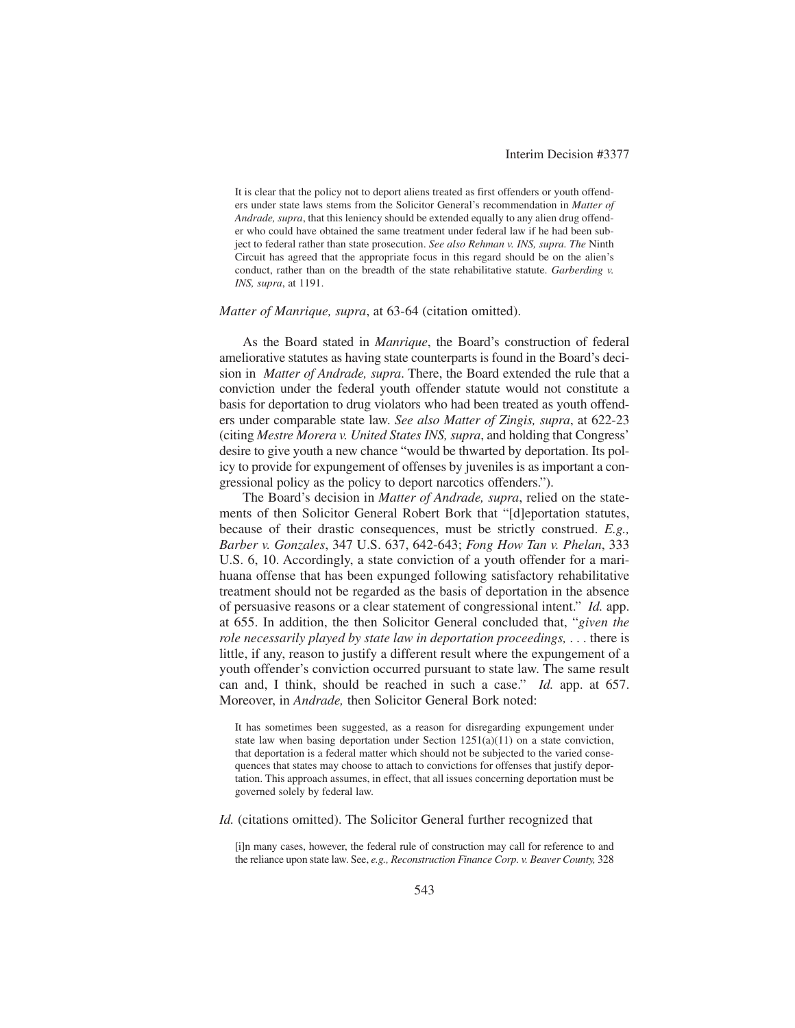> It is clear that the policy not to deport aliens treated as first offenders or youth offenders under state laws stems from the Solicitor General's recommendation in *Matter of Andrade, supra*, that this leniency should be extended equally to any alien drug offender who could have obtained the same treatment under federal law if he had been subject to federal rather than state prosecution. *See also Rehman v. INS, supra. The* Ninth Circuit has agreed that the appropriate focus in this regard should be on the alien's conduct, rather than on the breadth of the state rehabilitative statute. *Garberding v. INS, supra*, at 1191.

*Matter of Manrique, supra*, at 63-64 (citation omitted).

As the Board stated in *Manrique*, the Board's construction of federal ameliorative statutes as having state counterparts is found in the Board's decision in *Matter of Andrade, supra*. There, the Board extended the rule that a conviction under the federal youth offender statute would not constitute a basis for deportation to drug violators who had been treated as youth offenders under comparable state law. *See also Matter of Zingis, supra*, at 622-23 (citing *Mestre Morera v. United States INS, supra*, and holding that Congress' desire to give youth a new chance "would be thwarted by deportation. Its policy to provide for expungement of offenses by juveniles is as important a congressional policy as the policy to deport narcotics offenders.").

The Board's decision in *Matter of Andrade, supra*, relied on the statements of then Solicitor General Robert Bork that "[d]eportation statutes, because of their drastic consequences, must be strictly construed. *E.g., Barber v. Gonzales*, 347 U.S. 637, 642-643; *Fong How Tan v. Phelan*, 333 U.S. 6, 10. Accordingly, a state conviction of a youth offender for a marihuana offense that has been expunged following satisfactory rehabilitative treatment should not be regarded as the basis of deportation in the absence of persuasive reasons or a clear statement of congressional intent." *Id.* app. at 655. In addition, the then Solicitor General concluded that, "*given the role necessarily played by state law in deportation proceedings,* . . . there is little, if any, reason to justify a different result where the expungement of a youth offender's conviction occurred pursuant to state law. The same result can and, I think, should be reached in such a case." *Id.* app. at 657. Moreover, in *Andrade,* then Solicitor General Bork noted:

> It has sometimes been suggested, as a reason for disregarding expungement under state law when basing deportation under Section 1251(a)(11) on a state conviction, that deportation is a federal matter which should not be subjected to the varied consequences that states may choose to attach to convictions for offenses that justify deportation. This approach assumes, in effect, that all issues concerning deportation must be governed solely by federal law.

*Id.* (citations omitted). The Solicitor General further recognized that

> [i]n many cases, however, the federal rule of construction may call for reference to and the reliance upon state law. See, *e.g., Reconstruction Finance Corp. v. Beaver County,* 328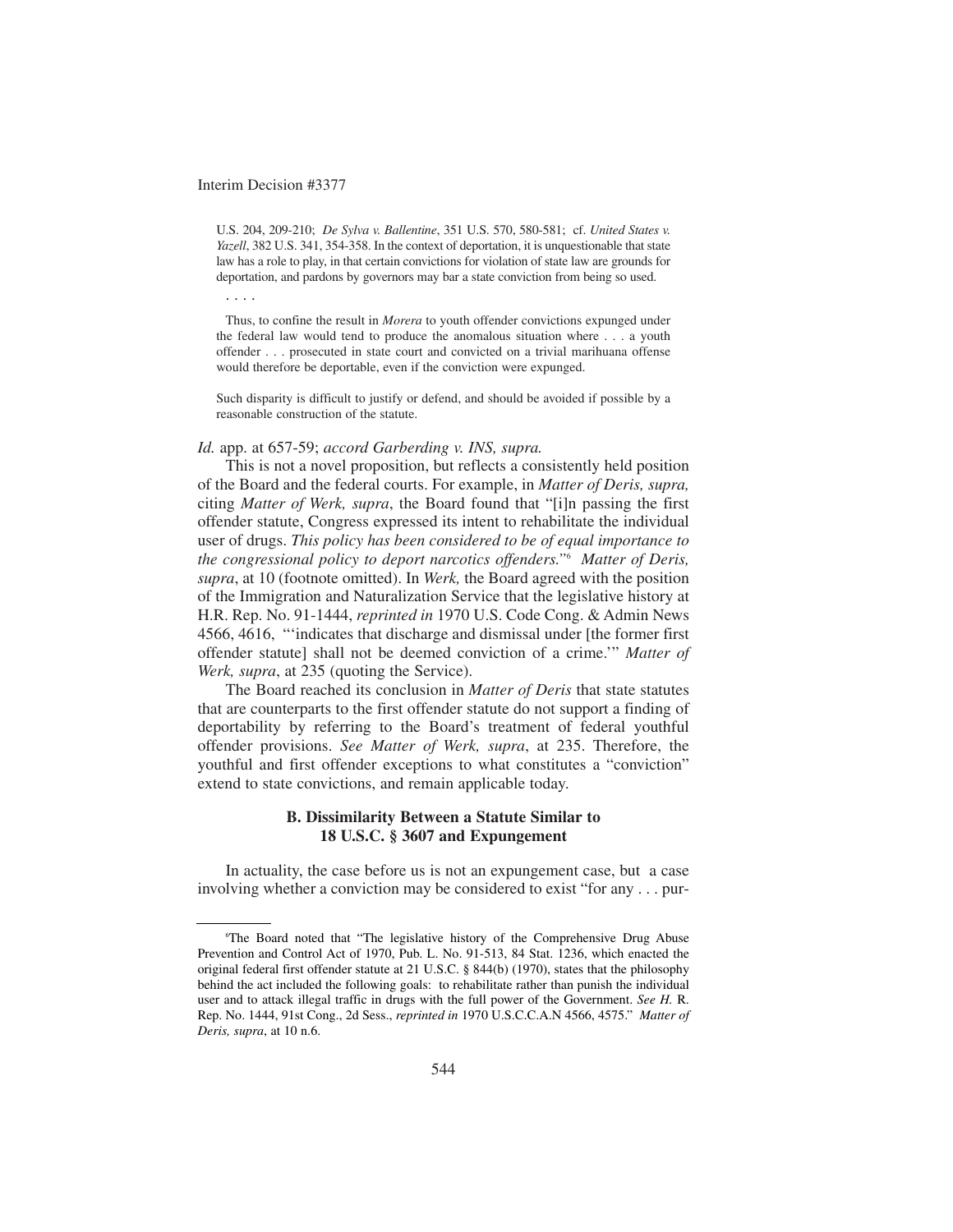U.S. 204, 209-210; *De Sylva v. Ballentine*, 351 U.S. 570, 580-581; cf. *United States v. Yazell*, 382 U.S. 341, 354-358. In the context of deportation, it is unquestionable that state law has a role to play, in that certain convictions for violation of state law are grounds for deportation, and pardons by governors may bar a state conviction from being so used.

> . . . .
>
> Thus, to confine the result in *Morera* to youth offender convictions expunged under the federal law would tend to produce the anomalous situation where . . . a youth offender . . . prosecuted in state court and convicted on a trivial marihuana offense would therefore be deportable, even if the conviction were expunged.
>
> Such disparity is difficult to justify or defend, and should be avoided if possible by a reasonable construction of the statute.

*Id.* app. at 657-59; *accord Garberding v. INS, supra.*

This is not a novel proposition, but reflects a consistently held position of the Board and the federal courts. For example, in *Matter of Deris, supra,* citing *Matter of Werk, supra*, the Board found that "[i]n passing the first offender statute, Congress expressed its intent to rehabilitate the individual user of drugs. *This policy has been considered to be of equal importance to the congressional policy to deport narcotics offenders.*"[6] *Matter of Deris, supra*, at 10 (footnote omitted). In *Werk,* the Board agreed with the position of the Immigration and Naturalization Service that the legislative history at H.R. Rep. No. 91-1444, *reprinted in* 1970 U.S. Code Cong. & Admin News 4566, 4616, "'indicates that discharge and dismissal under [the former first offender statute] shall not be deemed conviction of a crime.'" *Matter of Werk, supra*, at 235 (quoting the Service).

The Board reached its conclusion in *Matter of Deris* that state statutes that are counterparts to the first offender statute do not support a finding of deportability by referring to the Board's treatment of federal youthful offender provisions. *See Matter of Werk, supra*, at 235. Therefore, the youthful and first offender exceptions to what constitutes a "conviction" extend to state convictions, and remain applicable today.

### B. Dissimilarity Between a Statute Similar to 18 U.S.C. § 3607 and Expungement

In actuality, the case before us is not an expungement case, but a case involving whether a conviction may be considered to exist "for any . . . pur-

---

[6]The Board noted that "The legislative history of the Comprehensive Drug Abuse Prevention and Control Act of 1970, Pub. L. No. 91-513, 84 Stat. 1236, which enacted the original federal first offender statute at 21 U.S.C. § 844(b) (1970), states that the philosophy behind the act included the following goals: to rehabilitate rather than punish the individual user and to attack illegal traffic in drugs with the full power of the Government. *See H.* R. Rep. No. 1444, 91st Cong., 2d Sess., *reprinted in* 1970 U.S.C.C.A.N 4566, 4575." *Matter of Deris, supra*, at 10 n.6.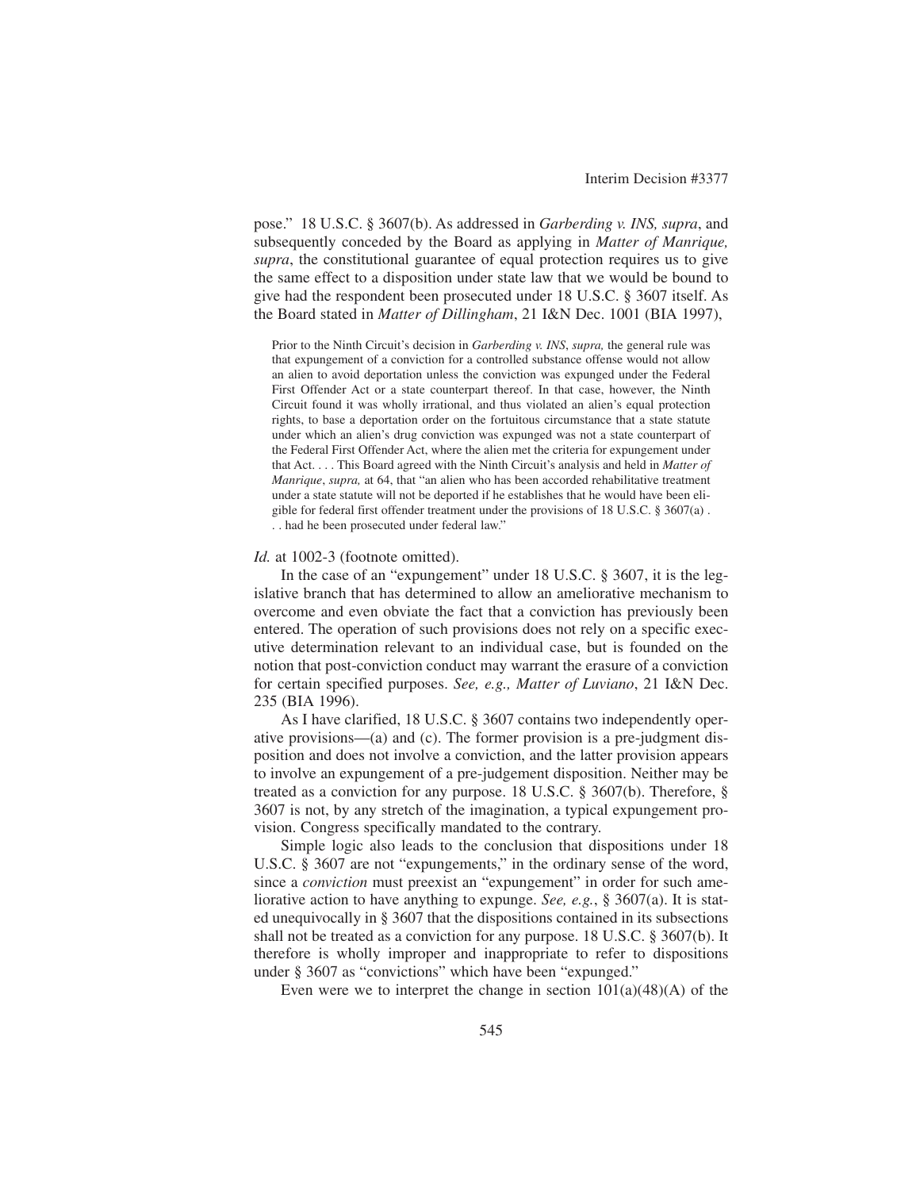pose." 18 U.S.C. § 3607(b). As addressed in *Garberding v. INS, supra*, and subsequently conceded by the Board as applying in *Matter of Manrique, supra*, the constitutional guarantee of equal protection requires us to give the same effect to a disposition under state law that we would be bound to give had the respondent been prosecuted under 18 U.S.C. § 3607 itself. As the Board stated in *Matter of Dillingham*, 21 I&N Dec. 1001 (BIA 1997),

> Prior to the Ninth Circuit's decision in *Garberding v. INS*, *supra,* the general rule was that expungement of a conviction for a controlled substance offense would not allow an alien to avoid deportation unless the conviction was expunged under the Federal First Offender Act or a state counterpart thereof. In that case, however, the Ninth Circuit found it was wholly irrational, and thus violated an alien's equal protection rights, to base a deportation order on the fortuitous circumstance that a state statute under which an alien's drug conviction was expunged was not a state counterpart of the Federal First Offender Act, where the alien met the criteria for expungement under that Act. . . . This Board agreed with the Ninth Circuit's analysis and held in *Matter of Manrique*, *supra,* at 64, that "an alien who has been accorded rehabilitative treatment under a state statute will not be deported if he establishes that he would have been eligible for federal first offender treatment under the provisions of 18 U.S.C. § 3607(a) . . . had he been prosecuted under federal law."

*Id.* at 1002-3 (footnote omitted).

In the case of an "expungement" under 18 U.S.C. § 3607, it is the legislative branch that has determined to allow an ameliorative mechanism to overcome and even obviate the fact that a conviction has previously been entered. The operation of such provisions does not rely on a specific executive determination relevant to an individual case, but is founded on the notion that post-conviction conduct may warrant the erasure of a conviction for certain specified purposes. *See, e.g., Matter of Luviano*, 21 I&N Dec. 235 (BIA 1996).

As I have clarified, 18 U.S.C. § 3607 contains two independently operative provisions—(a) and (c). The former provision is a pre-judgment disposition and does not involve a conviction, and the latter provision appears to involve an expungement of a pre-judgement disposition. Neither may be treated as a conviction for any purpose. 18 U.S.C. § 3607(b). Therefore, § 3607 is not, by any stretch of the imagination, a typical expungement provision. Congress specifically mandated to the contrary.

Simple logic also leads to the conclusion that dispositions under 18 U.S.C. § 3607 are not "expungements," in the ordinary sense of the word, since a *conviction* must preexist an "expungement" in order for such ameliorative action to have anything to expunge. *See, e.g.*, § 3607(a). It is stated unequivocally in § 3607 that the dispositions contained in its subsections shall not be treated as a conviction for any purpose. 18 U.S.C. § 3607(b). It therefore is wholly improper and inappropriate to refer to dispositions under § 3607 as "convictions" which have been "expunged."

Even were we to interpret the change in section 101(a)(48)(A) of the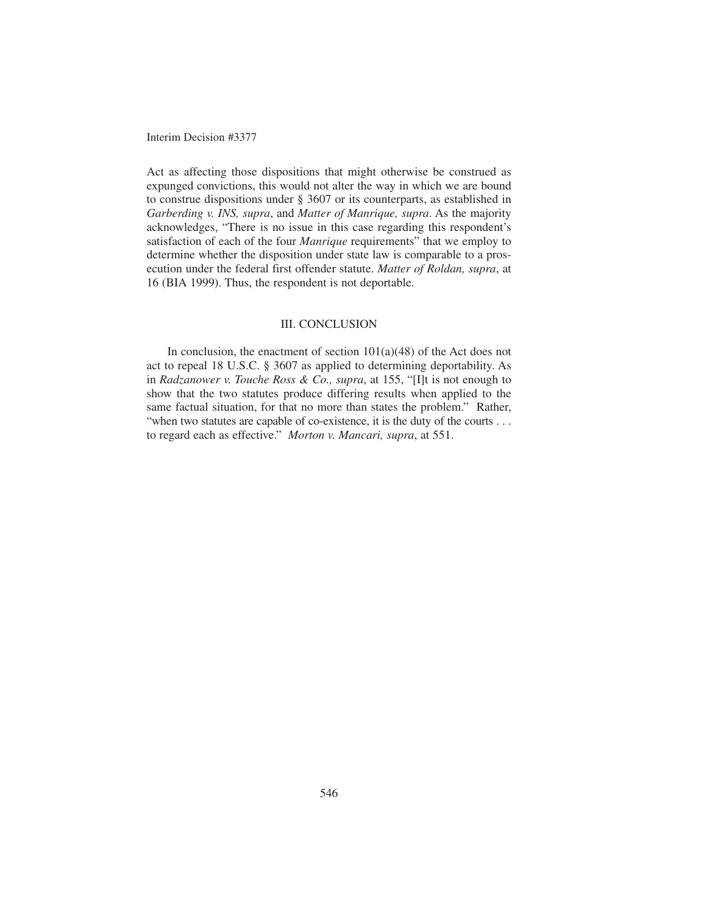Act as affecting those dispositions that might otherwise be construed as expunged convictions, this would not alter the way in which we are bound to construe dispositions under § 3607 or its counterparts, as established in *Garberding v. INS, supra*, and *Matter of Manrique, supra*. As the majority acknowledges, "There is no issue in this case regarding this respondent's satisfaction of each of the four *Manrique* requirements" that we employ to determine whether the disposition under state law is comparable to a prosecution under the federal first offender statute. *Matter of Roldan, supra*, at 16 (BIA 1999). Thus, the respondent is not deportable.

## III. CONCLUSION

In conclusion, the enactment of section 101(a)(48) of the Act does not act to repeal 18 U.S.C. § 3607 as applied to determining deportability. As in *Radzanower v. Touche Ross & Co., supra*, at 155, "[I]t is not enough to show that the two statutes produce differing results when applied to the same factual situation, for that no more than states the problem." Rather, "when two statutes are capable of co-existence, it is the duty of the courts . . . to regard each as effective." *Morton v. Mancari, supra*, at 551.